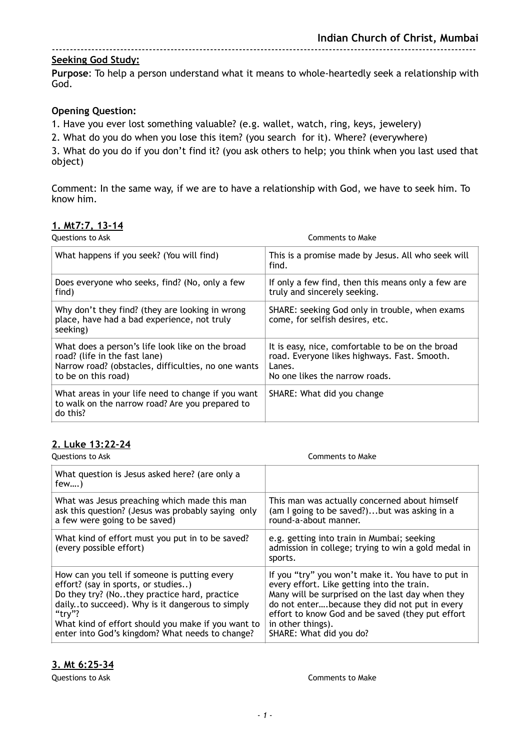**Indian Church of Christ, Mumbai**

---

**Seeking God Study:**

**Purpose**: To help a person understand what it means to whole-heartedly seek a relationship with God.

**Opening Question:**

1. Have you ever lost something valuable? (e.g. wallet, watch, ring, keys, jewelery)
2. What do you do when you lose this item? (you search for it). Where? (everywhere)
3. What do you do if you don't find it? (you ask others to help; you think when you last used that object)

Comment: In the same way, if we are to have a relationship with God, we have to seek him. To know him.

## 1. Mt7:7, 13-14

| Questions to Ask | Comments to Make |
|---|---|
| What happens if you seek? (You will find) | This is a promise made by Jesus. All who seek will find. |
| Does everyone who seeks, find? (No, only a few find) | If only a few find, then this means only a few are truly and sincerely seeking. |
| Why don't they find? (they are looking in wrong place, have had a bad experience, not truly seeking) | SHARE: seeking God only in trouble, when exams come, for selfish desires, etc. |
| What does a person's life look like on the broad road? (life in the fast lane)<br>Narrow road? (obstacles, difficulties, no one wants to be on this road) | It is easy, nice, comfortable to be on the broad road. Everyone likes highways. Fast. Smooth. Lanes.<br>No one likes the narrow roads. |
| What areas in your life need to change if you want to walk on the narrow road? Are you prepared to do this? | SHARE: What did you change |

## 2. Luke 13:22-24

| Questions to Ask | Comments to Make |
|---|---|
| What question is Jesus asked here? (are only a few….) | |
| What was Jesus preaching which made this man ask this question? (Jesus was probably saying only a few were going to be saved) | This man was actually concerned about himself (am I going to be saved?)...but was asking in a round-a-about manner. |
| What kind of effort must you put in to be saved? (every possible effort) | e.g. getting into train in Mumbai; seeking admission in college; trying to win a gold medal in sports. |
| How can you tell if someone is putting every effort? (say in sports, or studies..)<br>Do they try? (No..they practice hard, practice daily..to succeed). Why is it dangerous to simply "try"?<br>What kind of effort should you make if you want to enter into God's kingdom? What needs to change? | If you "try" you won't make it. You have to put in every effort. Like getting into the train.<br>Many will be surprised on the last day when they do not enter….because they did not put in every effort to know God and be saved (they put effort in other things).<br>SHARE: What did you do? |

## 3. Mt 6:25-34

| Questions to Ask | Comments to Make |
|---|---|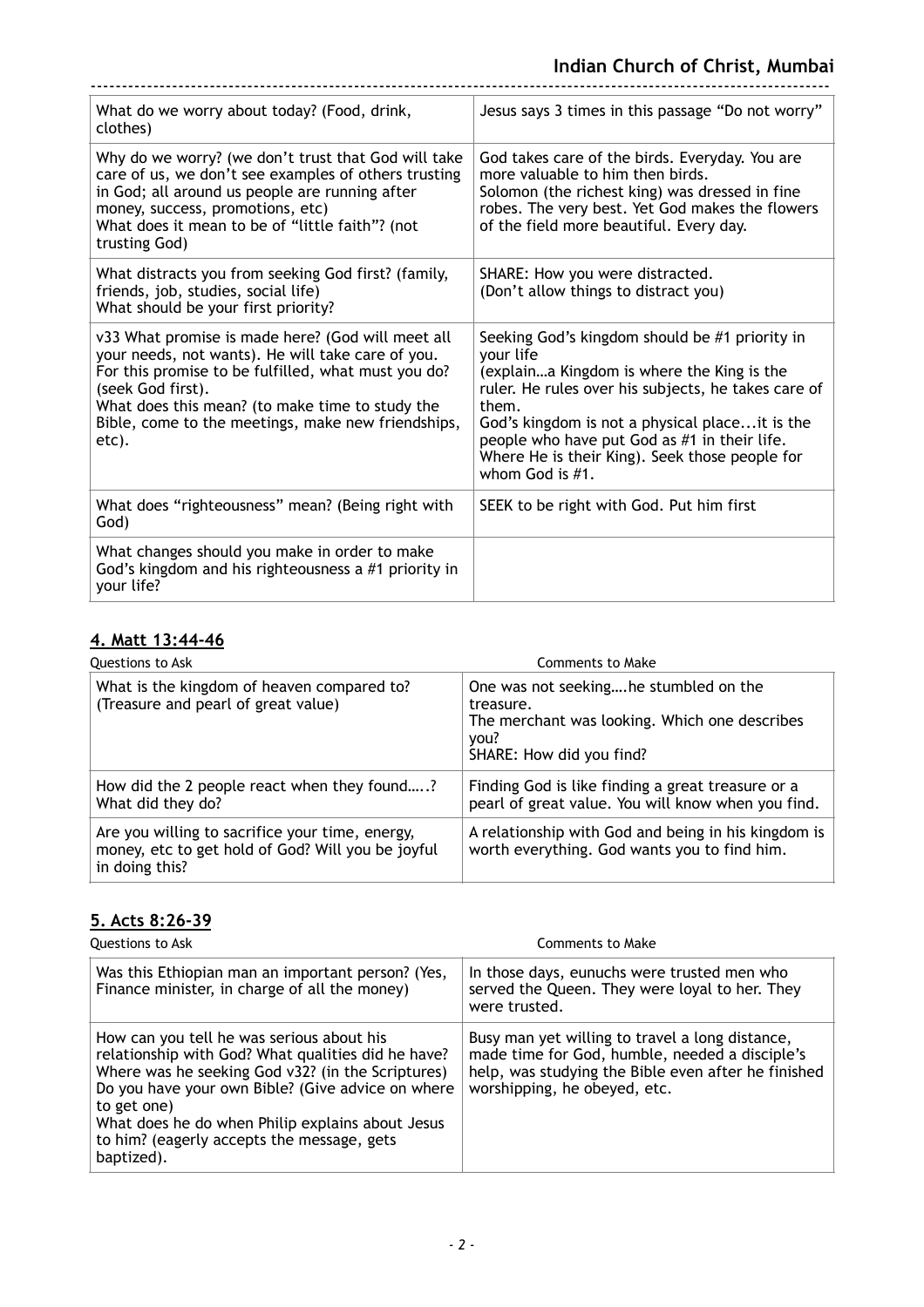| | |
|---|---|
| What do we worry about today? (Food, drink, clothes) | Jesus says 3 times in this passage "Do not worry" |
| Why do we worry? (we don't trust that God will take care of us, we don't see examples of others trusting in God; all around us people are running after money, success, promotions, etc) What does it mean to be of "little faith"? (not trusting God) | God takes care of the birds. Everyday. You are more valuable to him then birds. Solomon (the richest king) was dressed in fine robes. The very best. Yet God makes the flowers of the field more beautiful. Every day. |
| What distracts you from seeking God first? (family, friends, job, studies, social life) What should be your first priority? | SHARE: How you were distracted. (Don't allow things to distract you) |
| v33 What promise is made here? (God will meet all your needs, not wants). He will take care of you. For this promise to be fulfilled, what must you do? (seek God first). What does this mean? (to make time to study the Bible, come to the meetings, make new friendships, etc). | Seeking God's kingdom should be #1 priority in your life (explain…a Kingdom is where the King is the ruler. He rules over his subjects, he takes care of them. God's kingdom is not a physical place...it is the people who have put God as #1 in their life. Where He is their King). Seek those people for whom God is #1. |
| What does "righteousness" mean? (Being right with God) | SEEK to be right with God. Put him first |
| What changes should you make in order to make God's kingdom and his righteousness a #1 priority in your life? | |

## **4. Matt 13:44-46**

| Questions to Ask | Comments to Make |
|---|---|
| What is the kingdom of heaven compared to? (Treasure and pearl of great value) | One was not seeking….he stumbled on the treasure. The merchant was looking. Which one describes you? SHARE: How did you find? |
| How did the 2 people react when they found…..? What did they do? | Finding God is like finding a great treasure or a pearl of great value. You will know when you find. |
| Are you willing to sacrifice your time, energy, money, etc to get hold of God? Will you be joyful in doing this? | A relationship with God and being in his kingdom is worth everything. God wants you to find him. |

## **5. Acts 8:26-39**

| Questions to Ask | Comments to Make |
|---|---|
| Was this Ethiopian man an important person? (Yes, Finance minister, in charge of all the money) | In those days, eunuchs were trusted men who served the Queen. They were loyal to her. They were trusted. |
| How can you tell he was serious about his relationship with God? What qualities did he have? Where was he seeking God v32? (in the Scriptures) Do you have your own Bible? (Give advice on where to get one) What does he do when Philip explains about Jesus to him? (eagerly accepts the message, gets baptized). | Busy man yet willing to travel a long distance, made time for God, humble, needed a disciple's help, was studying the Bible even after he finished worshipping, he obeyed, etc. |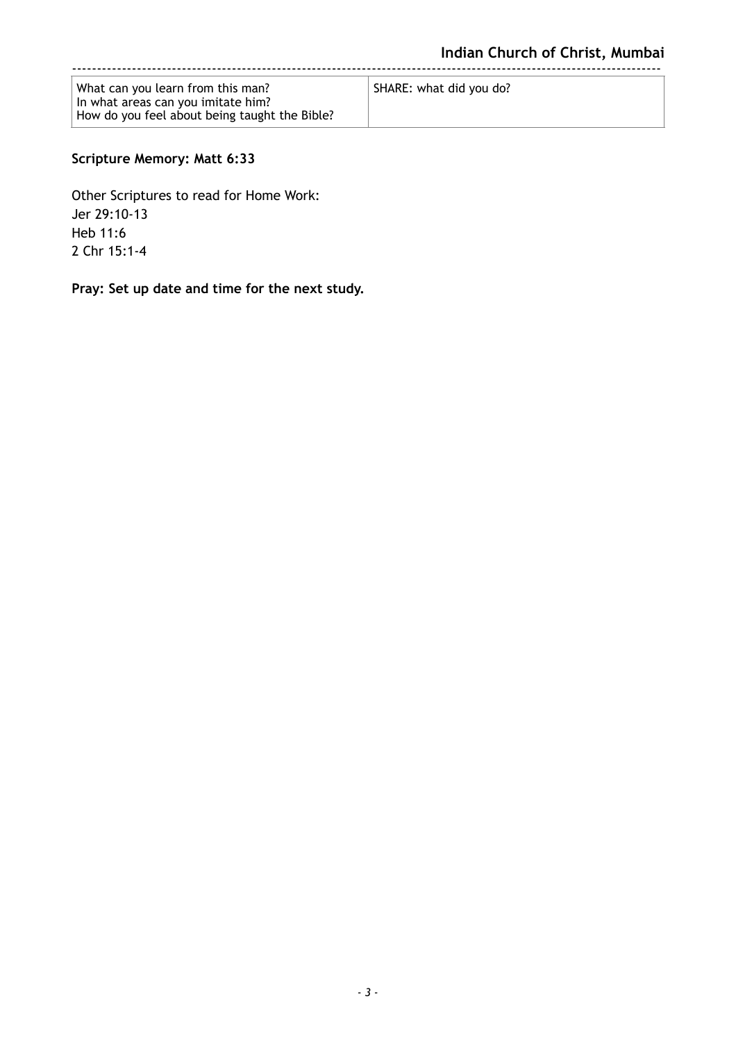| What can you learn from this man?<br>In what areas can you imitate him?<br>How do you feel about being taught the Bible? | SHARE: what did you do? |
|---|---|

**Scripture Memory: Matt 6:33**

Other Scriptures to read for Home Work:
Jer 29:10-13
Heb 11:6
2 Chr 15:1-4

**Pray: Set up date and time for the next study.**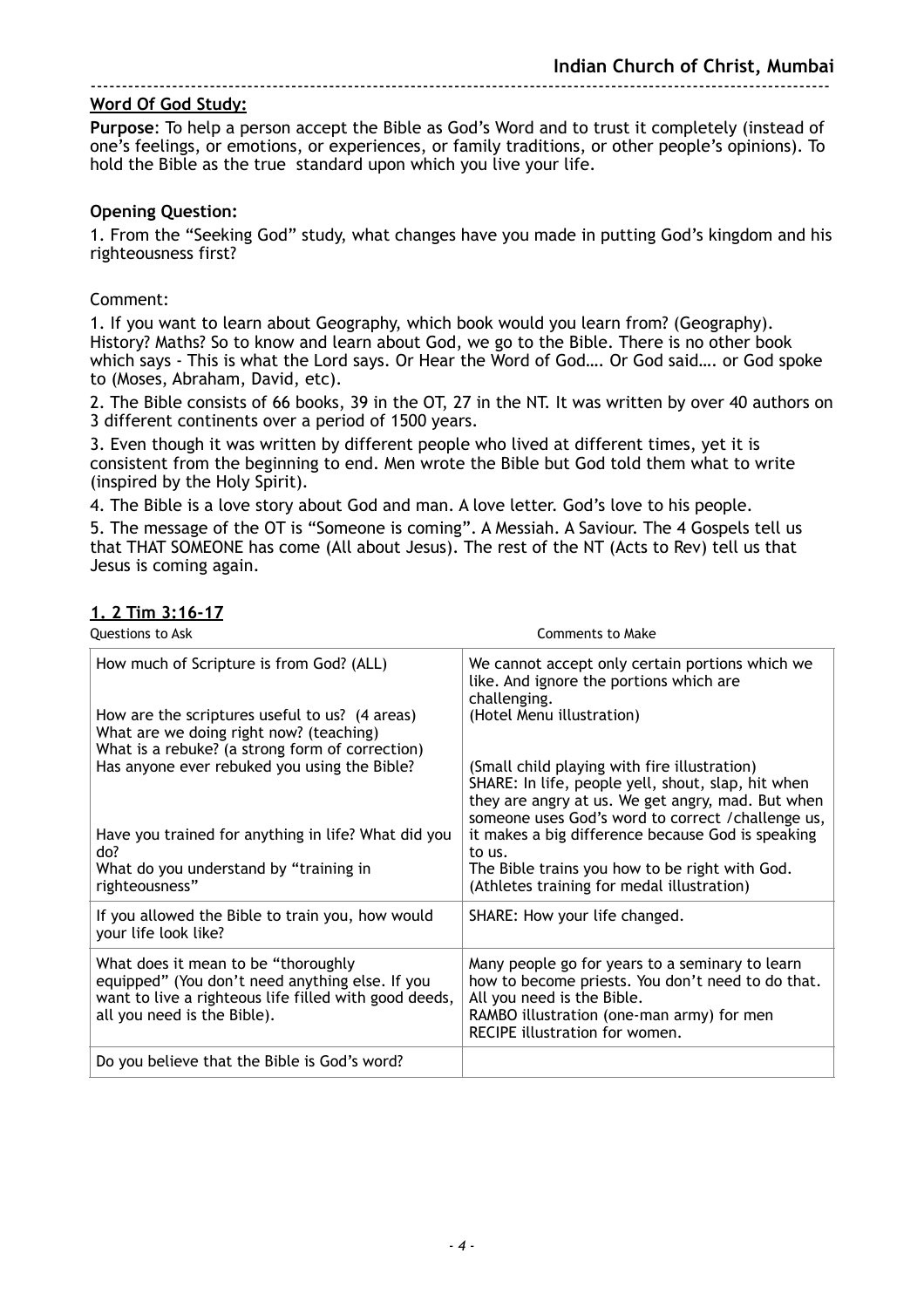## Word Of God Study:

**Purpose**: To help a person accept the Bible as God's Word and to trust it completely (instead of one's feelings, or emotions, or experiences, or family traditions, or other people's opinions). To hold the Bible as the true standard upon which you live your life.

**Opening Question:**

1. From the "Seeking God" study, what changes have you made in putting God's kingdom and his righteousness first?

Comment:

1. If you want to learn about Geography, which book would you learn from? (Geography). History? Maths? So to know and learn about God, we go to the Bible. There is no other book which says - This is what the Lord says. Or Hear the Word of God…. Or God said…. or God spoke to (Moses, Abraham, David, etc).
2. The Bible consists of 66 books, 39 in the OT, 27 in the NT. It was written by over 40 authors on 3 different continents over a period of 1500 years.
3. Even though it was written by different people who lived at different times, yet it is consistent from the beginning to end. Men wrote the Bible but God told them what to write (inspired by the Holy Spirit).
4. The Bible is a love story about God and man. A love letter. God's love to his people.
5. The message of the OT is "Someone is coming". A Messiah. A Saviour. The 4 Gospels tell us that THAT SOMEONE has come (All about Jesus). The rest of the NT (Acts to Rev) tell us that Jesus is coming again.

### 1. 2 Tim 3:16-17

| Questions to Ask | Comments to Make |
|---|---|
| How much of Scripture is from God? (ALL)<br><br>How are the scriptures useful to us? (4 areas)<br>What are we doing right now? (teaching)<br>What is a rebuke? (a strong form of correction)<br>Has anyone ever rebuked you using the Bible?<br><br>Have you trained for anything in life? What did you do?<br>What do you understand by "training in righteousness" | We cannot accept only certain portions which we like. And ignore the portions which are challenging.<br>(Hotel Menu illustration)<br><br>(Small child playing with fire illustration)<br>SHARE: In life, people yell, shout, slap, hit when they are angry at us. We get angry, mad. But when someone uses God's word to correct /challenge us, it makes a big difference because God is speaking to us.<br>The Bible trains you how to be right with God.<br>(Athletes training for medal illustration) |
| If you allowed the Bible to train you, how would your life look like? | SHARE: How your life changed. |
| What does it mean to be "thoroughly equipped" (You don't need anything else. If you want to live a righteous life filled with good deeds, all you need is the Bible). | Many people go for years to a seminary to learn how to become priests. You don't need to do that. All you need is the Bible.<br>RAMBO illustration (one-man army) for men<br>RECIPE illustration for women. |
| Do you believe that the Bible is God's word? | |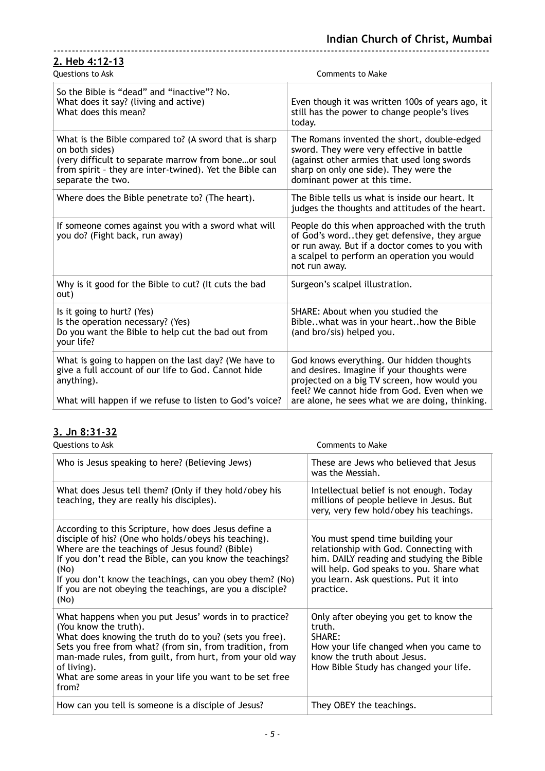## 2. Heb 4:12-13

| Questions to Ask | Comments to Make |
|---|---|
| So the Bible is "dead" and "inactive"? No.<br>What does it say? (living and active)<br>What does this mean? | Even though it was written 100s of years ago, it still has the power to change people's lives today. |
| What is the Bible compared to? (A sword that is sharp on both sides)<br>(very difficult to separate marrow from bone…or soul from spirit – they are inter-twined). Yet the Bible can separate the two. | The Romans invented the short, double-edged sword. They were very effective in battle (against other armies that used long swords sharp on only one side). They were the dominant power at this time. |
| Where does the Bible penetrate to? (The heart). | The Bible tells us what is inside our heart. It judges the thoughts and attitudes of the heart. |
| If someone comes against you with a sword what will you do? (Fight back, run away) | People do this when approached with the truth of God's word..they get defensive, they argue or run away. But if a doctor comes to you with a scalpel to perform an operation you would not run away. |
| Why is it good for the Bible to cut? (It cuts the bad out) | Surgeon's scalpel illustration. |
| Is it going to hurt? (Yes)<br>Is the operation necessary? (Yes)<br>Do you want the Bible to help cut the bad out from your life? | SHARE: About when you studied the Bible..what was in your heart..how the Bible (and bro/sis) helped you. |
| What is going to happen on the last day? (We have to give a full account of our life to God. Cannot hide anything).<br><br>What will happen if we refuse to listen to God's voice? | God knows everything. Our hidden thoughts and desires. Imagine if your thoughts were projected on a big TV screen, how would you feel? We cannot hide from God. Even when we are alone, he sees what we are doing, thinking. |

## 3. Jn 8:31-32

| Questions to Ask | Comments to Make |
|---|---|
| Who is Jesus speaking to here? (Believing Jews) | These are Jews who believed that Jesus was the Messiah. |
| What does Jesus tell them? (Only if they hold/obey his teaching, they are really his disciples). | Intellectual belief is not enough. Today millions of people believe in Jesus. But very, very few hold/obey his teachings. |
| According to this Scripture, how does Jesus define a disciple of his? (One who holds/obeys his teaching).<br>Where are the teachings of Jesus found? (Bible)<br>If you don't read the Bible, can you know the teachings? (No)<br>If you don't know the teachings, can you obey them? (No)<br>If you are not obeying the teachings, are you a disciple? (No) | You must spend time building your relationship with God. Connecting with him. DAILY reading and studying the Bible will help. God speaks to you. Share what you learn. Ask questions. Put it into practice. |
| What happens when you put Jesus' words in to practice? (You know the truth).<br>What does knowing the truth do to you? (sets you free).<br>Sets you free from what? (from sin, from tradition, from man-made rules, from guilt, from hurt, from your old way of living).<br>What are some areas in your life you want to be set free from? | Only after obeying you get to know the truth.<br>SHARE:<br>How your life changed when you came to know the truth about Jesus.<br>How Bible Study has changed your life. |
| How can you tell is someone is a disciple of Jesus? | They OBEY the teachings. |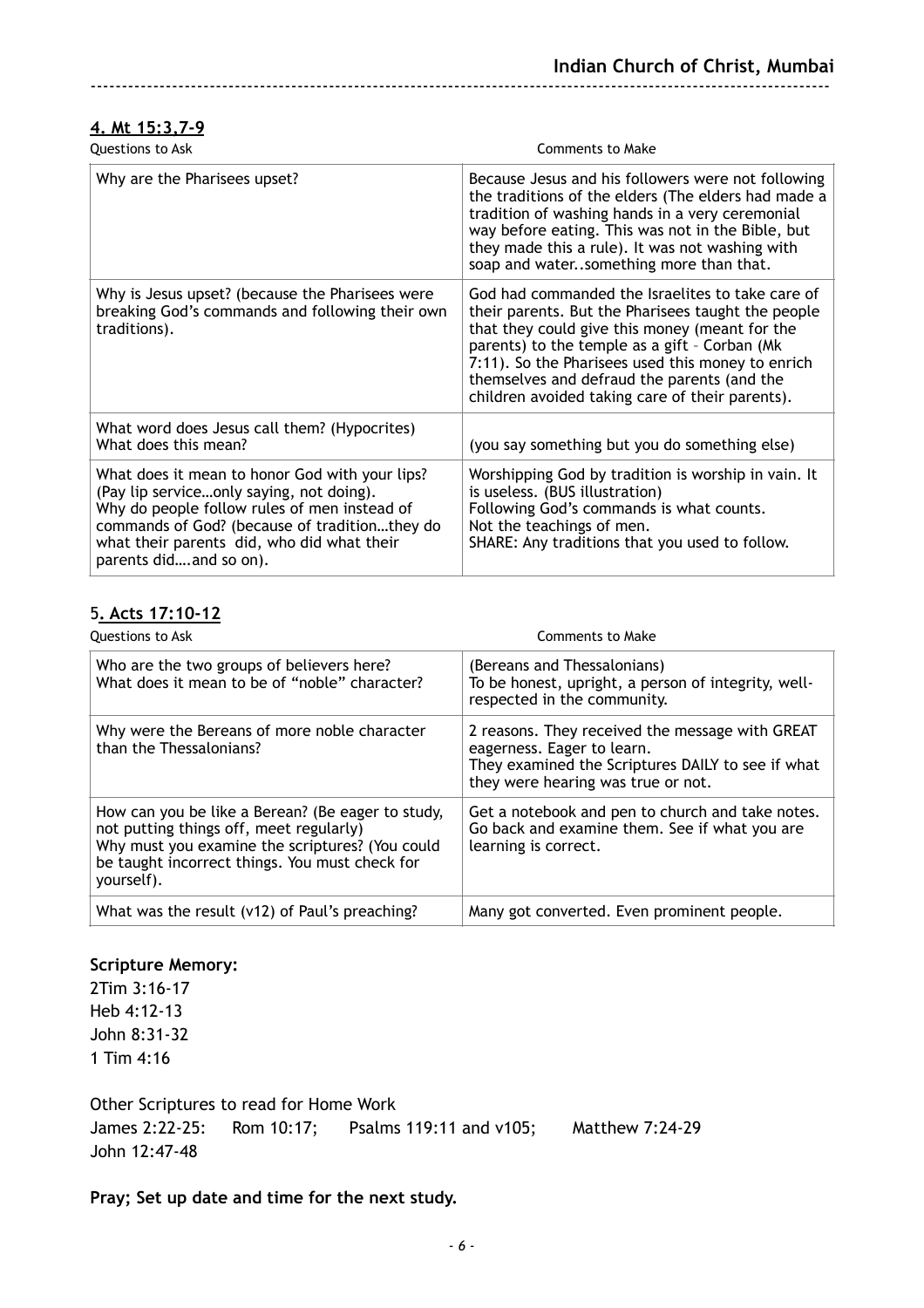## 4. Mt 15:3,7-9

| Questions to Ask | Comments to Make |
|---|---|
| Why are the Pharisees upset? | Because Jesus and his followers were not following the traditions of the elders (The elders had made a tradition of washing hands in a very ceremonial way before eating. This was not in the Bible, but they made this a rule). It was not washing with soap and water..something more than that. |
| Why is Jesus upset? (because the Pharisees were breaking God's commands and following their own traditions). | God had commanded the Israelites to take care of their parents. But the Pharisees taught the people that they could give this money (meant for the parents) to the temple as a gift – Corban (Mk 7:11). So the Pharisees used this money to enrich themselves and defraud the parents (and the children avoided taking care of their parents). |
| What word does Jesus call them? (Hypocrites)<br>What does this mean? | (you say something but you do something else) |
| What does it mean to honor God with your lips? (Pay lip service…only saying, not doing).<br>Why do people follow rules of men instead of commands of God? (because of tradition…they do what their parents did, who did what their parents did….and so on). | Worshipping God by tradition is worship in vain. It is useless. (BUS illustration)<br>Following God's commands is what counts.<br>Not the teachings of men.<br>SHARE: Any traditions that you used to follow. |

## 5. Acts 17:10-12

| Questions to Ask | Comments to Make |
|---|---|
| Who are the two groups of believers here?<br>What does it mean to be of "noble" character? | (Bereans and Thessalonians)<br>To be honest, upright, a person of integrity, well-respected in the community. |
| Why were the Bereans of more noble character than the Thessalonians? | 2 reasons. They received the message with GREAT eagerness. Eager to learn.<br>They examined the Scriptures DAILY to see if what they were hearing was true or not. |
| How can you be like a Berean? (Be eager to study, not putting things off, meet regularly)<br>Why must you examine the scriptures? (You could be taught incorrect things. You must check for yourself). | Get a notebook and pen to church and take notes. Go back and examine them. See if what you are learning is correct. |
| What was the result (v12) of Paul's preaching? | Many got converted. Even prominent people. |

**Scripture Memory:**

2Tim 3:16-17
Heb 4:12-13
John 8:31-32
1 Tim 4:16

Other Scriptures to read for Home Work

James 2:22-25: Rom 10:17; Psalms 119:11 and v105; Matthew 7:24-29
John 12:47-48

**Pray; Set up date and time for the next study.**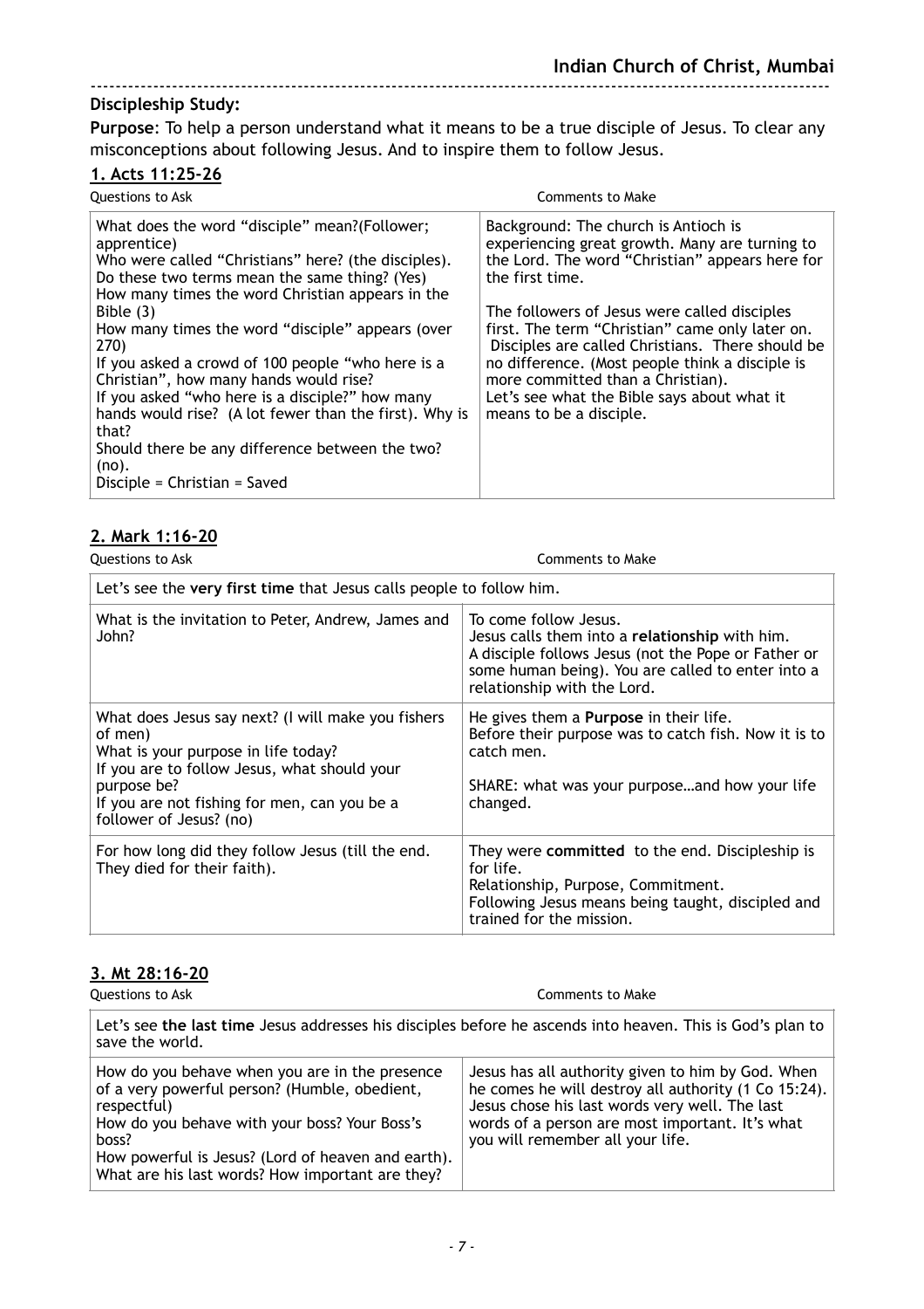## Discipleship Study:

**Purpose**: To help a person understand what it means to be a true disciple of Jesus. To clear any misconceptions about following Jesus. And to inspire them to follow Jesus.

### 1. Acts 11:25-26

| Questions to Ask | Comments to Make |
|---|---|
| What does the word "disciple" mean?(Follower; apprentice)<br>Who were called "Christians" here? (the disciples).<br>Do these two terms mean the same thing? (Yes)<br>How many times the word Christian appears in the Bible (3)<br>How many times the word "disciple" appears (over 270)<br>If you asked a crowd of 100 people "who here is a Christian", how many hands would rise?<br>If you asked "who here is a disciple?" how many hands would rise? (A lot fewer than the first). Why is that?<br>Should there be any difference between the two? (no).<br>Disciple = Christian = Saved | Background: The church is Antioch is experiencing great growth. Many are turning to the Lord. The word "Christian" appears here for the first time.<br><br>The followers of Jesus were called disciples first. The term "Christian" came only later on. Disciples are called Christians. There should be no difference. (Most people think a disciple is more committed than a Christian).<br>Let's see what the Bible says about what it means to be a disciple. |

### 2. Mark 1:16-20

| Questions to Ask | Comments to Make |
|---|---|
| Let's see the **very first time** that Jesus calls people to follow him. | |
| What is the invitation to Peter, Andrew, James and John? | To come follow Jesus.<br>Jesus calls them into a **relationship** with him.<br>A disciple follows Jesus (not the Pope or Father or some human being). You are called to enter into a relationship with the Lord. |
| What does Jesus say next? (I will make you fishers of men)<br>What is your purpose in life today?<br>If you are to follow Jesus, what should your purpose be?<br>If you are not fishing for men, can you be a follower of Jesus? (no) | He gives them a **Purpose** in their life.<br>Before their purpose was to catch fish. Now it is to catch men.<br><br>SHARE: what was your purpose…and how your life changed. |
| For how long did they follow Jesus (till the end. They died for their faith). | They were **committed** to the end. Discipleship is for life.<br>Relationship, Purpose, Commitment.<br>Following Jesus means being taught, discipled and trained for the mission. |

### 3. Mt 28:16-20

| Questions to Ask | Comments to Make |
|---|---|
| Let's see **the last time** Jesus addresses his disciples before he ascends into heaven. This is God's plan to save the world. | |
| How do you behave when you are in the presence of a very powerful person? (Humble, obedient, respectful)<br>How do you behave with your boss? Your Boss's boss?<br>How powerful is Jesus? (Lord of heaven and earth).<br>What are his last words? How important are they? | Jesus has all authority given to him by God. When he comes he will destroy all authority (1 Co 15:24).<br>Jesus chose his last words very well. The last words of a person are most important. It's what you will remember all your life. |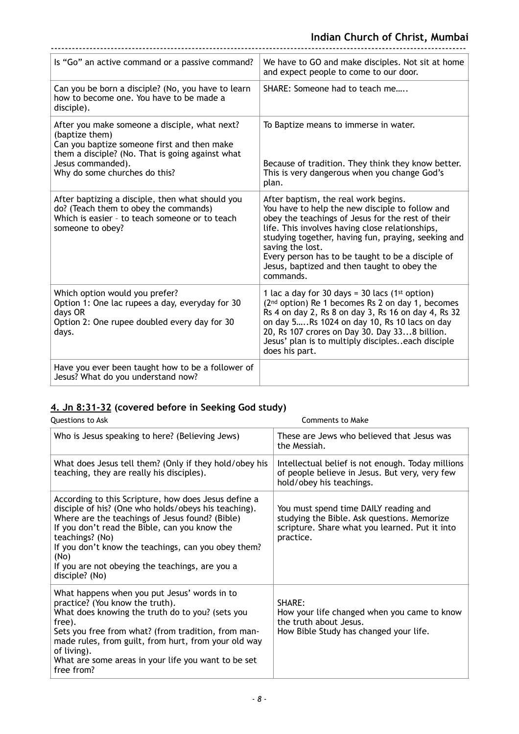| Is "Go" an active command or a passive command? | We have to GO and make disciples. Not sit at home and expect people to come to our door. |
|---|---|
| Can you be born a disciple? (No, you have to learn how to become one. You have to be made a disciple). | SHARE: Someone had to teach me….. |
| After you make someone a disciple, what next? (baptize them)<br>Can you baptize someone first and then make them a disciple? (No. That is going against what Jesus commanded).<br>Why do some churches do this? | To Baptize means to immerse in water.<br><br>Because of tradition. They think they know better. This is very dangerous when you change God's plan. |
| After baptizing a disciple, then what should you do? (Teach them to obey the commands)<br>Which is easier – to teach someone or to teach someone to obey? | After baptism, the real work begins.<br>You have to help the new disciple to follow and obey the teachings of Jesus for the rest of their life. This involves having close relationships, studying together, having fun, praying, seeking and saving the lost.<br>Every person has to be taught to be a disciple of Jesus, baptized and then taught to obey the commands. |
| Which option would you prefer?<br>Option 1: One lac rupees a day, everyday for 30 days OR<br>Option 2: One rupee doubled every day for 30 days. | 1 lac a day for 30 days = 30 lacs (1st option)<br>(2nd option) Re 1 becomes Rs 2 on day 1, becomes Rs 4 on day 2, Rs 8 on day 3, Rs 16 on day 4, Rs 32 on day 5…..Rs 1024 on day 10, Rs 10 lacs on day 20, Rs 107 crores on Day 30. Day 33...8 billion.<br>Jesus' plan is to multiply disciples..each disciple does his part. |
| Have you ever been taught how to be a follower of Jesus? What do you understand now? | |

## 4. Jn 8:31-32 (covered before in Seeking God study)

| Questions to Ask | Comments to Make |
|---|---|
| Who is Jesus speaking to here? (Believing Jews) | These are Jews who believed that Jesus was the Messiah. |
| What does Jesus tell them? (Only if they hold/obey his teaching, they are really his disciples). | Intellectual belief is not enough. Today millions of people believe in Jesus. But very, very few hold/obey his teachings. |
| According to this Scripture, how does Jesus define a disciple of his? (One who holds/obeys his teaching).<br>Where are the teachings of Jesus found? (Bible)<br>If you don't read the Bible, can you know the teachings? (No)<br>If you don't know the teachings, can you obey them? (No)<br>If you are not obeying the teachings, are you a disciple? (No) | You must spend time DAILY reading and studying the Bible. Ask questions. Memorize scripture. Share what you learned. Put it into practice. |
| What happens when you put Jesus' words in to practice? (You know the truth).<br>What does knowing the truth do to you? (sets you free).<br>Sets you free from what? (from tradition, from man-made rules, from guilt, from hurt, from your old way of living).<br>What are some areas in your life you want to be set free from? | SHARE:<br>How your life changed when you came to know the truth about Jesus.<br>How Bible Study has changed your life. |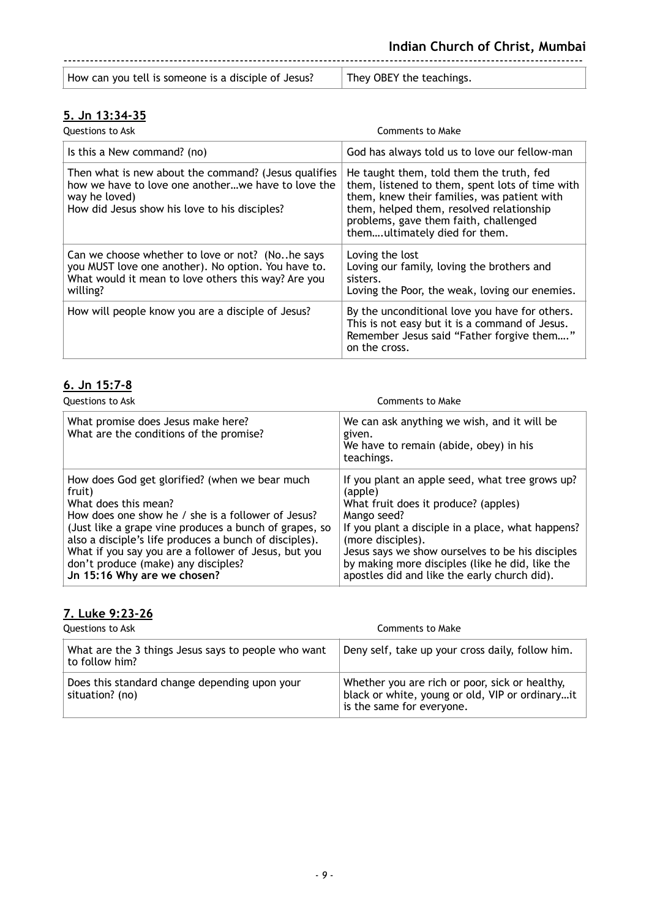| How can you tell is someone is a disciple of Jesus? | They OBEY the teachings. |
|---|---|

## 5. Jn 13:34-35

| Questions to Ask | Comments to Make |
|---|---|
| Is this a New command? (no) | God has always told us to love our fellow-man |
| Then what is new about the command? (Jesus qualifies how we have to love one another…we have to love the way he loved)<br>How did Jesus show his love to his disciples? | He taught them, told them the truth, fed them, listened to them, spent lots of time with them, knew their families, was patient with them, helped them, resolved relationship problems, gave them faith, challenged them….ultimately died for them. |
| Can we choose whether to love or not? (No..he says you MUST love one another). No option. You have to. What would it mean to love others this way? Are you willing? | Loving the lost<br>Loving our family, loving the brothers and sisters.<br>Loving the Poor, the weak, loving our enemies. |
| How will people know you are a disciple of Jesus? | By the unconditional love you have for others. This is not easy but it is a command of Jesus. Remember Jesus said "Father forgive them…." on the cross. |

## 6. Jn 15:7-8

| Questions to Ask | Comments to Make |
|---|---|
| What promise does Jesus make here?<br>What are the conditions of the promise? | We can ask anything we wish, and it will be given.<br>We have to remain (abide, obey) in his teachings. |
| How does God get glorified? (when we bear much fruit)<br>What does this mean?<br>How does one show he / she is a follower of Jesus?<br>(Just like a grape vine produces a bunch of grapes, so also a disciple's life produces a bunch of disciples).<br>What if you say you are a follower of Jesus, but you don't produce (make) any disciples?<br>**Jn 15:16 Why are we chosen?** | If you plant an apple seed, what tree grows up? (apple)<br>What fruit does it produce? (apples)<br>Mango seed?<br>If you plant a disciple in a place, what happens? (more disciples).<br>Jesus says we show ourselves to be his disciples by making more disciples (like he did, like the apostles did and like the early church did). |

## 7. Luke 9:23-26

| Questions to Ask | Comments to Make |
|---|---|
| What are the 3 things Jesus says to people who want to follow him? | Deny self, take up your cross daily, follow him. |
| Does this standard change depending upon your situation? (no) | Whether you are rich or poor, sick or healthy, black or white, young or old, VIP or ordinary…it is the same for everyone. |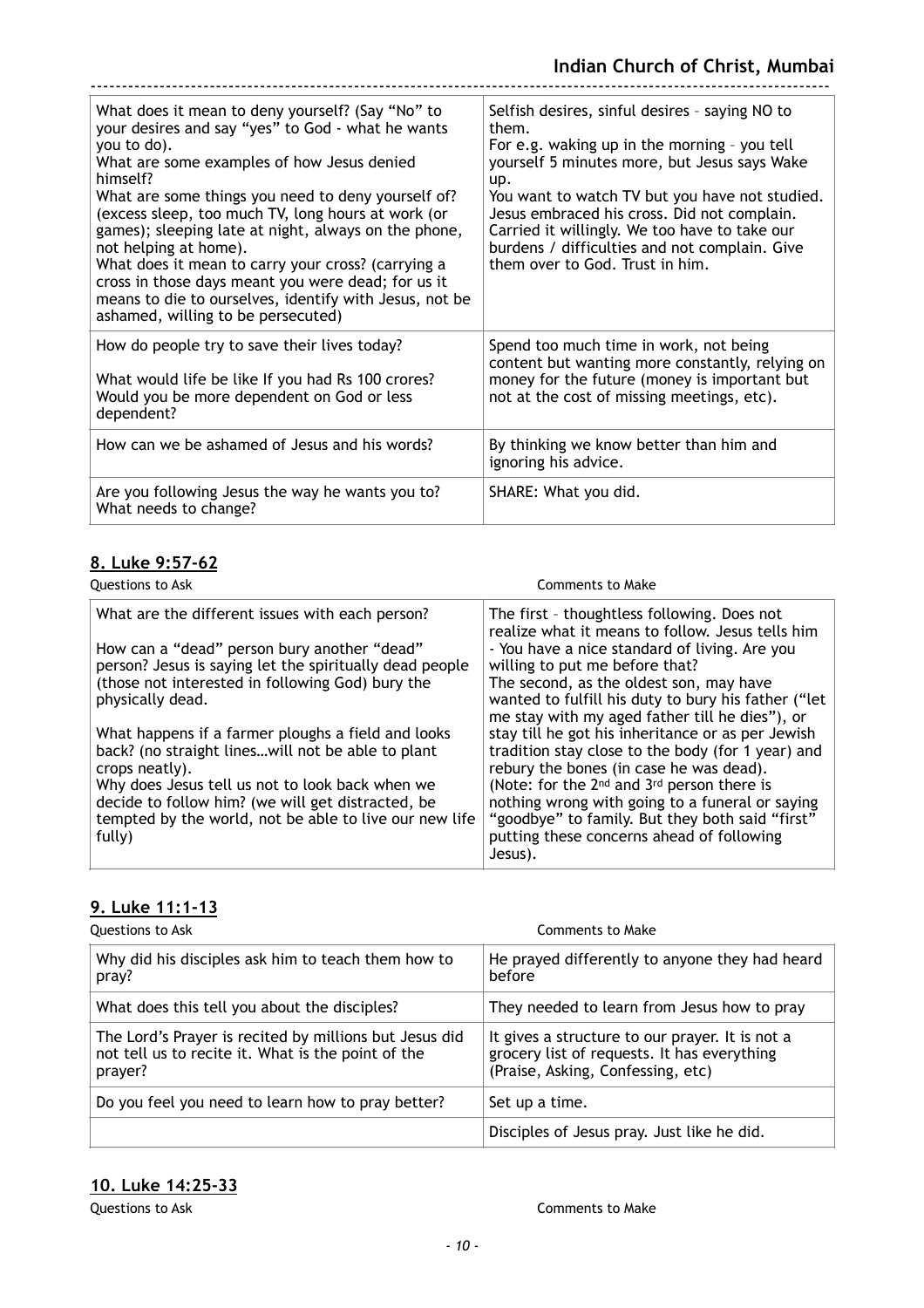| | |
|---|---|
| What does it mean to deny yourself? (Say "No" to your desires and say "yes" to God - what he wants you to do).<br>What are some examples of how Jesus denied himself?<br>What are some things you need to deny yourself of? (excess sleep, too much TV, long hours at work (or games); sleeping late at night, always on the phone, not helping at home).<br>What does it mean to carry your cross? (carrying a cross in those days meant you were dead; for us it means to die to ourselves, identify with Jesus, not be ashamed, willing to be persecuted) | Selfish desires, sinful desires – saying NO to them.<br>For e.g. waking up in the morning – you tell yourself 5 minutes more, but Jesus says Wake up.<br>You want to watch TV but you have not studied.<br>Jesus embraced his cross. Did not complain. Carried it willingly. We too have to take our burdens / difficulties and not complain. Give them over to God. Trust in him. |
| How do people try to save their lives today?<br><br>What would life be like If you had Rs 100 crores? Would you be more dependent on God or less dependent? | Spend too much time in work, not being content but wanting more constantly, relying on money for the future (money is important but not at the cost of missing meetings, etc). |
| How can we be ashamed of Jesus and his words? | By thinking we know better than him and ignoring his advice. |
| Are you following Jesus the way he wants you to? What needs to change? | SHARE: What you did. |

## 8. Luke 9:57-62

| Questions to Ask | Comments to Make |
|---|---|
| What are the different issues with each person?<br><br>How can a "dead" person bury another "dead" person? Jesus is saying let the spiritually dead people (those not interested in following God) bury the physically dead.<br><br>What happens if a farmer ploughs a field and looks back? (no straight lines…will not be able to plant crops neatly).<br>Why does Jesus tell us not to look back when we decide to follow him? (we will get distracted, be tempted by the world, not be able to live our new life fully) | The first – thoughtless following. Does not realize what it means to follow. Jesus tells him - You have a nice standard of living. Are you willing to put me before that?<br>The second, as the oldest son, may have wanted to fulfill his duty to bury his father ("let me stay with my aged father till he dies"), or stay till he got his inheritance or as per Jewish tradition stay close to the body (for 1 year) and rebury the bones (in case he was dead).<br>(Note: for the 2nd and 3rd person there is nothing wrong with going to a funeral or saying "goodbye" to family. But they both said "first" putting these concerns ahead of following Jesus). |

## 9. Luke 11:1-13

| Questions to Ask | Comments to Make |
|---|---|
| Why did his disciples ask him to teach them how to pray? | He prayed differently to anyone they had heard before |
| What does this tell you about the disciples? | They needed to learn from Jesus how to pray |
| The Lord's Prayer is recited by millions but Jesus did not tell us to recite it. What is the point of the prayer? | It gives a structure to our prayer. It is not a grocery list of requests. It has everything (Praise, Asking, Confessing, etc) |
| Do you feel you need to learn how to pray better? | Set up a time. |
| | Disciples of Jesus pray. Just like he did. |

## 10. Luke 14:25-33

Questions to Ask | Comments to Make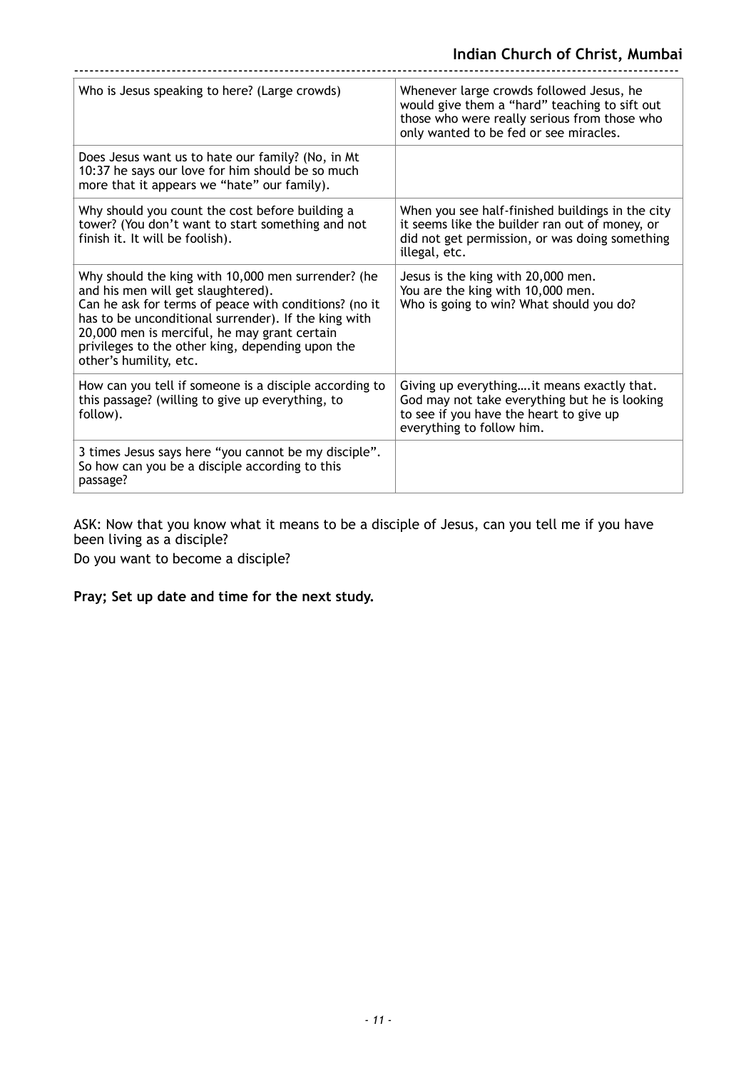| Who is Jesus speaking to here? (Large crowds) | Whenever large crowds followed Jesus, he would give them a "hard" teaching to sift out those who were really serious from those who only wanted to be fed or see miracles. |
|---|---|
| Does Jesus want us to hate our family? (No, in Mt 10:37 he says our love for him should be so much more that it appears we "hate" our family). | |
| Why should you count the cost before building a tower? (You don't want to start something and not finish it. It will be foolish). | When you see half-finished buildings in the city it seems like the builder ran out of money, or did not get permission, or was doing something illegal, etc. |
| Why should the king with 10,000 men surrender? (he and his men will get slaughtered).<br>Can he ask for terms of peace with conditions? (no it has to be unconditional surrender). If the king with 20,000 men is merciful, he may grant certain privileges to the other king, depending upon the other's humility, etc. | Jesus is the king with 20,000 men.<br>You are the king with 10,000 men.<br>Who is going to win? What should you do? |
| How can you tell if someone is a disciple according to this passage? (willing to give up everything, to follow). | Giving up everything….it means exactly that. God may not take everything but he is looking to see if you have the heart to give up everything to follow him. |
| 3 times Jesus says here "you cannot be my disciple". So how can you be a disciple according to this passage? | |

ASK: Now that you know what it means to be a disciple of Jesus, can you tell me if you have been living as a disciple?

Do you want to become a disciple?

**Pray; Set up date and time for the next study.**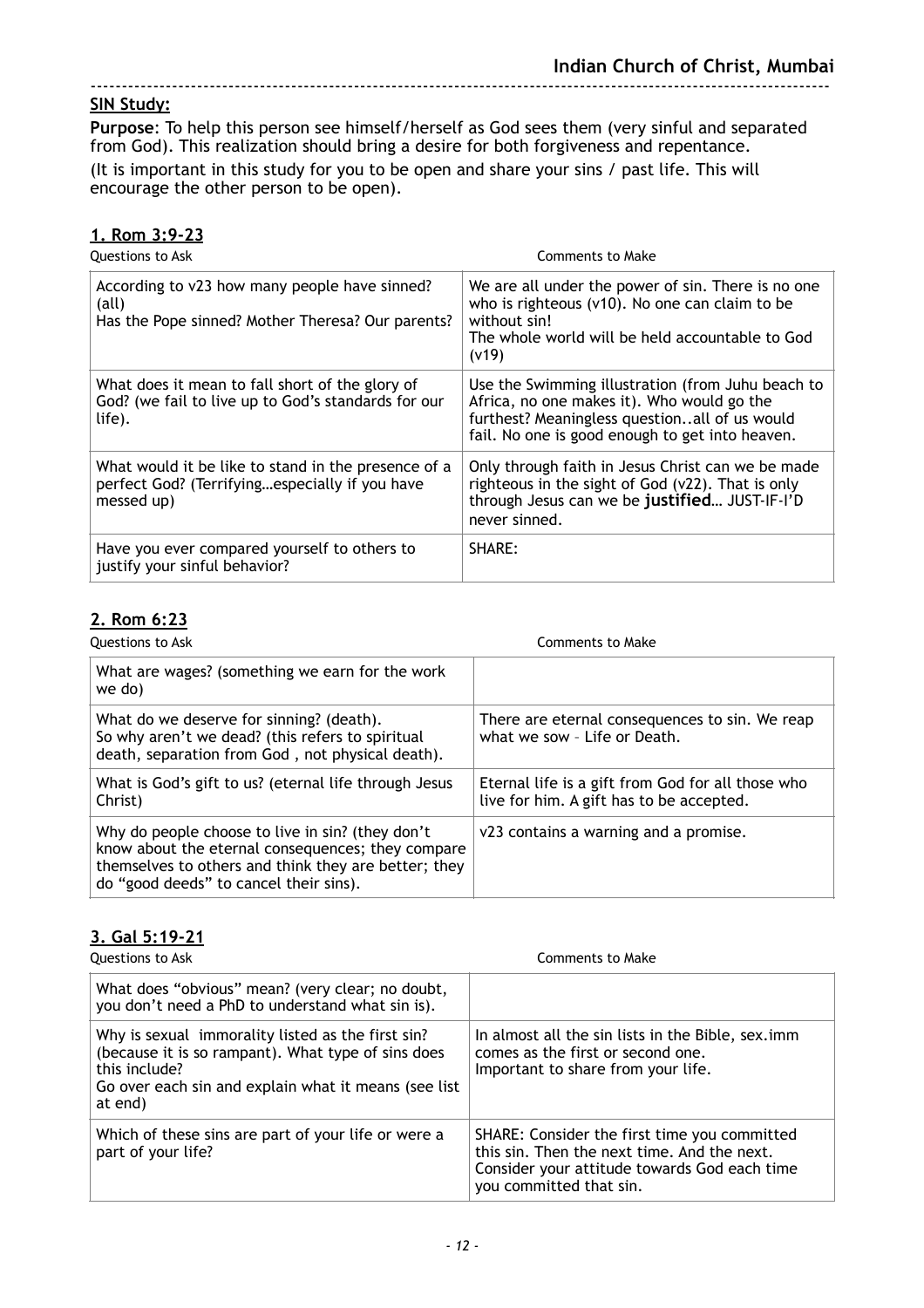**SIN Study:**

**Purpose**: To help this person see himself/herself as God sees them (very sinful and separated from God). This realization should bring a desire for both forgiveness and repentance.

(It is important in this study for you to be open and share your sins / past life. This will encourage the other person to be open).

## 1. Rom 3:9-23

| Questions to Ask | Comments to Make |
|---|---|
| According to v23 how many people have sinned? (all)<br>Has the Pope sinned? Mother Theresa? Our parents? | We are all under the power of sin. There is no one who is righteous (v10). No one can claim to be without sin!<br>The whole world will be held accountable to God (v19) |
| What does it mean to fall short of the glory of God? (we fail to live up to God's standards for our life). | Use the Swimming illustration (from Juhu beach to Africa, no one makes it). Who would go the furthest? Meaningless question..all of us would fail. No one is good enough to get into heaven. |
| What would it be like to stand in the presence of a perfect God? (Terrifying…especially if you have messed up) | Only through faith in Jesus Christ can we be made righteous in the sight of God (v22). That is only through Jesus can we be **justified**… JUST-IF-I'D never sinned. |
| Have you ever compared yourself to others to justify your sinful behavior? | SHARE: |

## 2. Rom 6:23

| Questions to Ask | Comments to Make |
|---|---|
| What are wages? (something we earn for the work we do) | |
| What do we deserve for sinning? (death).<br>So why aren't we dead? (this refers to spiritual death, separation from God , not physical death). | There are eternal consequences to sin. We reap what we sow – Life or Death. |
| What is God's gift to us? (eternal life through Jesus Christ) | Eternal life is a gift from God for all those who live for him. A gift has to be accepted. |
| Why do people choose to live in sin? (they don't know about the eternal consequences; they compare themselves to others and think they are better; they do "good deeds" to cancel their sins). | v23 contains a warning and a promise. |

## 3. Gal 5:19-21

| Questions to Ask | Comments to Make |
|---|---|
| What does "obvious" mean? (very clear; no doubt, you don't need a PhD to understand what sin is). | |
| Why is sexual immorality listed as the first sin? (because it is so rampant). What type of sins does this include?<br>Go over each sin and explain what it means (see list at end) | In almost all the sin lists in the Bible, sex.imm comes as the first or second one.<br>Important to share from your life. |
| Which of these sins are part of your life or were a part of your life? | SHARE: Consider the first time you committed this sin. Then the next time. And the next.<br>Consider your attitude towards God each time you committed that sin. |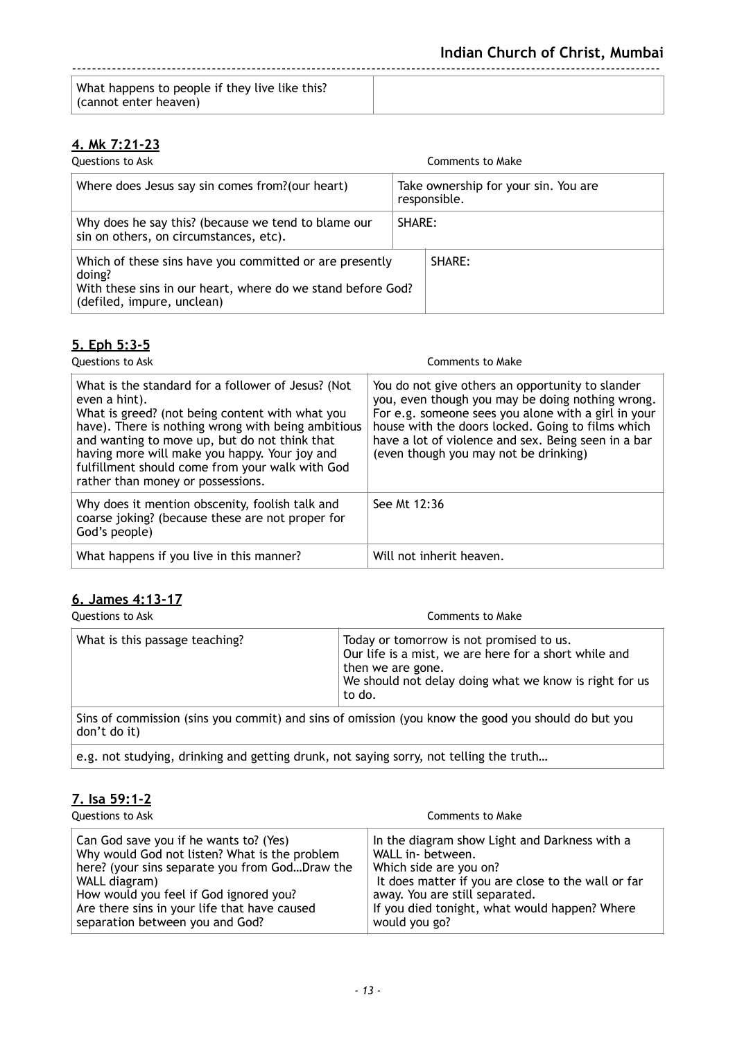| What happens to people if they live like this? (cannot enter heaven) | |
|---|---|

## 4. Mk 7:21-23

| Questions to Ask | Comments to Make |
|---|---|
| Where does Jesus say sin comes from?(our heart) | Take ownership for your sin. You are responsible. |
| Why does he say this? (because we tend to blame our sin on others, on circumstances, etc). | SHARE: |
| Which of these sins have you committed or are presently doing?<br>With these sins in our heart, where do we stand before God? (defiled, impure, unclean) | SHARE: |

## 5. Eph 5:3-5

| Questions to Ask | Comments to Make |
|---|---|
| What is the standard for a follower of Jesus? (Not even a hint).<br>What is greed? (not being content with what you have). There is nothing wrong with being ambitious and wanting to move up, but do not think that having more will make you happy. Your joy and fulfillment should come from your walk with God rather than money or possessions. | You do not give others an opportunity to slander you, even though you may be doing nothing wrong. For e.g. someone sees you alone with a girl in your house with the doors locked. Going to films which have a lot of violence and sex. Being seen in a bar (even though you may not be drinking) |
| Why does it mention obscenity, foolish talk and coarse joking? (because these are not proper for God's people) | See Mt 12:36 |
| What happens if you live in this manner? | Will not inherit heaven. |

## 6. James 4:13-17

| Questions to Ask | Comments to Make |
|---|---|
| What is this passage teaching? | Today or tomorrow is not promised to us.<br>Our life is a mist, we are here for a short while and then we are gone.<br>We should not delay doing what we know is right for us to do. |
| Sins of commission (sins you commit) and sins of omission (you know the good you should do but you don't do it) | |
| e.g. not studying, drinking and getting drunk, not saying sorry, not telling the truth… | |

## 7. Isa 59:1-2

| Questions to Ask | Comments to Make |
|---|---|
| Can God save you if he wants to? (Yes)<br>Why would God not listen? What is the problem here? (your sins separate you from God…Draw the WALL diagram)<br>How would you feel if God ignored you?<br>Are there sins in your life that have caused separation between you and God? | In the diagram show Light and Darkness with a WALL in- between.<br>Which side are you on?<br>It does matter if you are close to the wall or far away. You are still separated.<br>If you died tonight, what would happen? Where would you go? |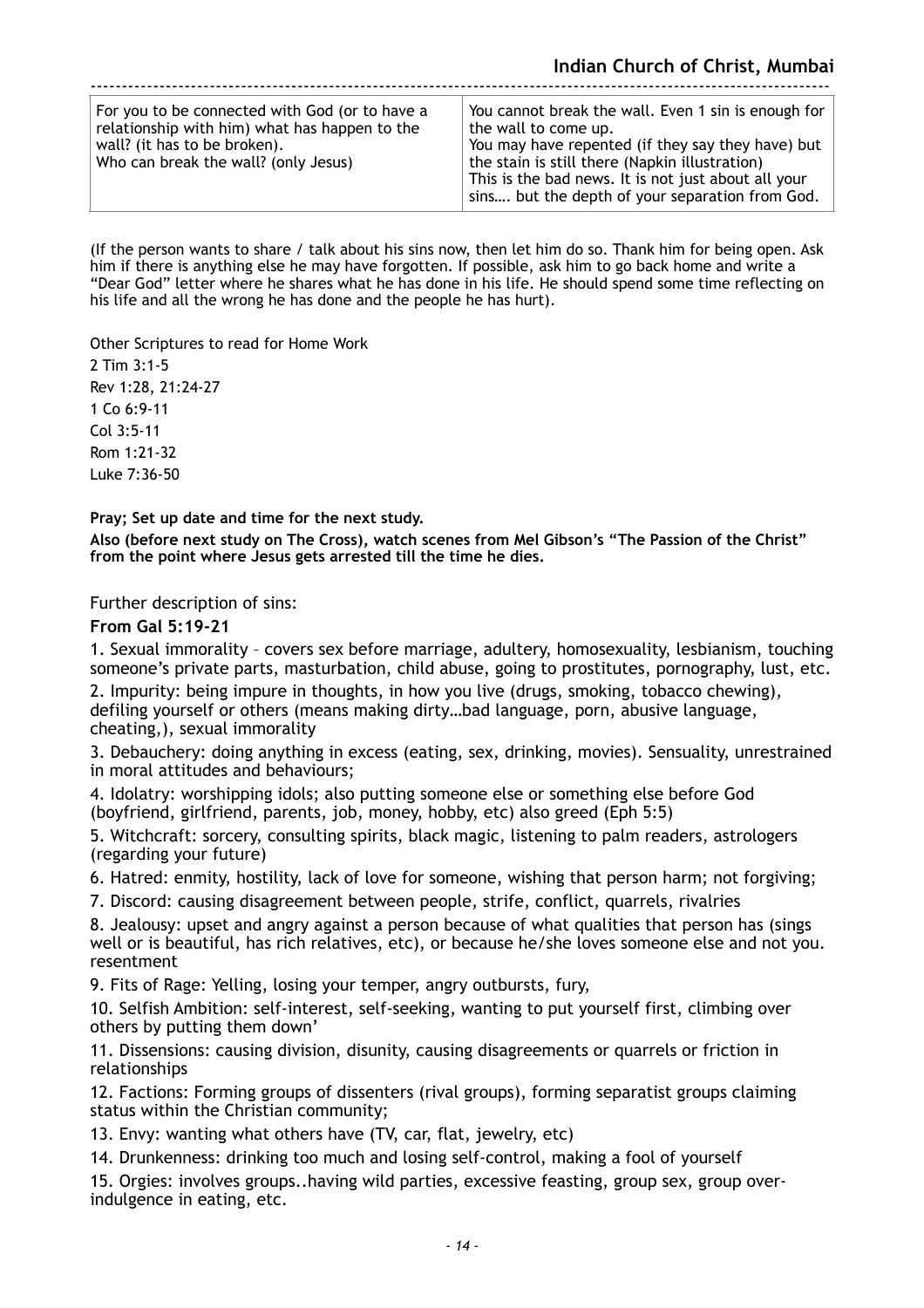| For you to be connected with God (or to have a relationship with him) what has happen to the wall? (it has to be broken).<br>Who can break the wall? (only Jesus) | You cannot break the wall. Even 1 sin is enough for the wall to come up.<br>You may have repented (if they say they have) but the stain is still there (Napkin illustration)<br>This is the bad news. It is not just about all your sins…. but the depth of your separation from God. |
|---|---|

(If the person wants to share / talk about his sins now, then let him do so. Thank him for being open. Ask him if there is anything else he may have forgotten. If possible, ask him to go back home and write a "Dear God" letter where he shares what he has done in his life. He should spend some time reflecting on his life and all the wrong he has done and the people he has hurt).

Other Scriptures to read for Home Work

2 Tim 3:1-5
Rev 1:28, 21:24-27
1 Co 6:9-11
Col 3:5-11
Rom 1:21-32
Luke 7:36-50

**Pray; Set up date and time for the next study.**

**Also (before next study on The Cross), watch scenes from Mel Gibson's "The Passion of the Christ" from the point where Jesus gets arrested till the time he dies.**

Further description of sins:

**From Gal 5:19-21**

1. Sexual immorality – covers sex before marriage, adultery, homosexuality, lesbianism, touching someone's private parts, masturbation, child abuse, going to prostitutes, pornography, lust, etc.
2. Impurity: being impure in thoughts, in how you live (drugs, smoking, tobacco chewing), defiling yourself or others (means making dirty…bad language, porn, abusive language, cheating,), sexual immorality
3. Debauchery: doing anything in excess (eating, sex, drinking, movies). Sensuality, unrestrained in moral attitudes and behaviours;
4. Idolatry: worshipping idols; also putting someone else or something else before God (boyfriend, girlfriend, parents, job, money, hobby, etc) also greed (Eph 5:5)
5. Witchcraft: sorcery, consulting spirits, black magic, listening to palm readers, astrologers (regarding your future)
6. Hatred: enmity, hostility, lack of love for someone, wishing that person harm; not forgiving;
7. Discord: causing disagreement between people, strife, conflict, quarrels, rivalries
8. Jealousy: upset and angry against a person because of what qualities that person has (sings well or is beautiful, has rich relatives, etc), or because he/she loves someone else and not you. resentment
9. Fits of Rage: Yelling, losing your temper, angry outbursts, fury,
10. Selfish Ambition: self-interest, self-seeking, wanting to put yourself first, climbing over others by putting them down'
11. Dissensions: causing division, disunity, causing disagreements or quarrels or friction in relationships
12. Factions: Forming groups of dissenters (rival groups), forming separatist groups claiming status within the Christian community;
13. Envy: wanting what others have (TV, car, flat, jewelry, etc)
14. Drunkenness: drinking too much and losing self-control, making a fool of yourself
15. Orgies: involves groups..having wild parties, excessive feasting, group sex, group over-indulgence in eating, etc.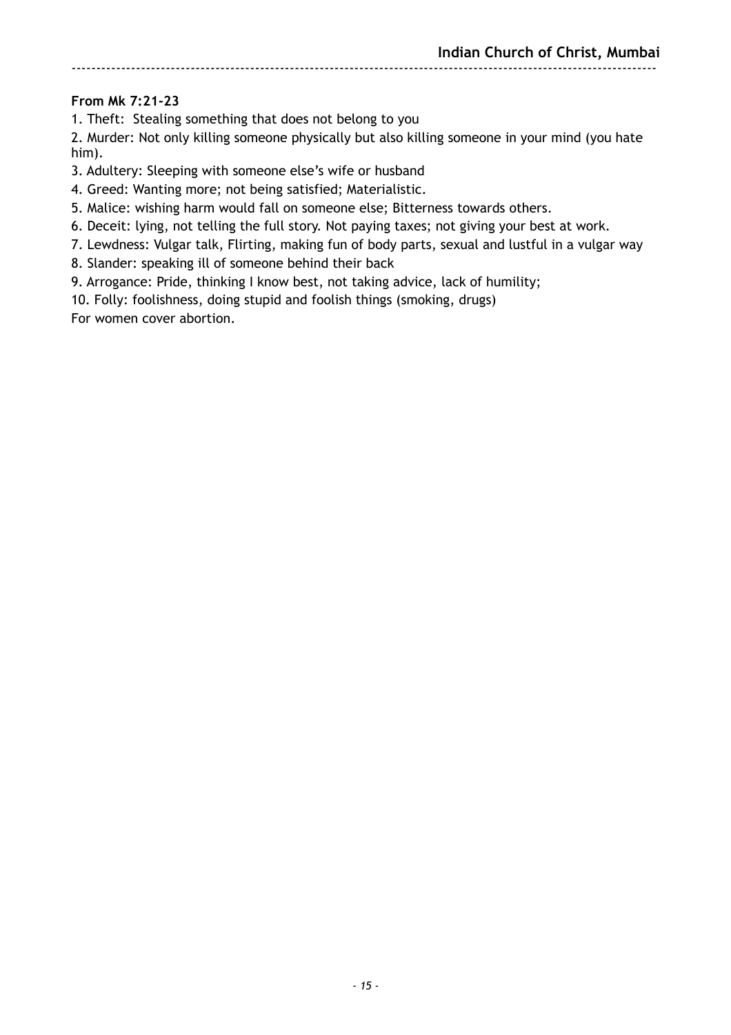**From Mk 7:21-23**

1. Theft: Stealing something that does not belong to you
2. Murder: Not only killing someone physically but also killing someone in your mind (you hate him).
3. Adultery: Sleeping with someone else's wife or husband
4. Greed: Wanting more; not being satisfied; Materialistic.
5. Malice: wishing harm would fall on someone else; Bitterness towards others.
6. Deceit: lying, not telling the full story. Not paying taxes; not giving your best at work.
7. Lewdness: Vulgar talk, Flirting, making fun of body parts, sexual and lustful in a vulgar way
8. Slander: speaking ill of someone behind their back
9. Arrogance: Pride, thinking I know best, not taking advice, lack of humility;
10. Folly: foolishness, doing stupid and foolish things (smoking, drugs)

For women cover abortion.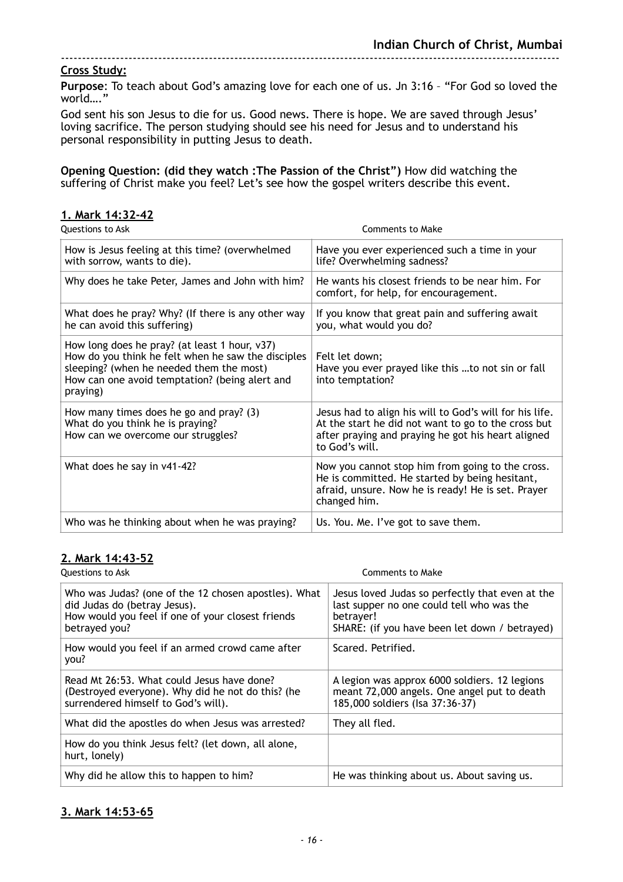**Cross Study:**

**Purpose**: To teach about God's amazing love for each one of us. Jn 3:16 – "For God so loved the world…."

God sent his son Jesus to die for us. Good news. There is hope. We are saved through Jesus' loving sacrifice. The person studying should see his need for Jesus and to understand his personal responsibility in putting Jesus to death.

**Opening Question: (did they watch :The Passion of the Christ")** How did watching the suffering of Christ make you feel? Let's see how the gospel writers describe this event.

## 1. Mark 14:32-42

| Questions to Ask | Comments to Make |
|---|---|
| How is Jesus feeling at this time? (overwhelmed with sorrow, wants to die). | Have you ever experienced such a time in your life? Overwhelming sadness? |
| Why does he take Peter, James and John with him? | He wants his closest friends to be near him. For comfort, for help, for encouragement. |
| What does he pray? Why? (If there is any other way he can avoid this suffering) | If you know that great pain and suffering await you, what would you do? |
| How long does he pray? (at least 1 hour, v37) How do you think he felt when he saw the disciples sleeping? (when he needed them the most) How can one avoid temptation? (being alert and praying) | Felt let down; Have you ever prayed like this …to not sin or fall into temptation? |
| How many times does he go and pray? (3) What do you think he is praying? How can we overcome our struggles? | Jesus had to align his will to God's will for his life. At the start he did not want to go to the cross but after praying and praying he got his heart aligned to God's will. |
| What does he say in v41-42? | Now you cannot stop him from going to the cross. He is committed. He started by being hesitant, afraid, unsure. Now he is ready! He is set. Prayer changed him. |
| Who was he thinking about when he was praying? | Us. You. Me. I've got to save them. |

## 2. Mark 14:43-52

| Questions to Ask | Comments to Make |
|---|---|
| Who was Judas? (one of the 12 chosen apostles). What did Judas do (betray Jesus). How would you feel if one of your closest friends betrayed you? | Jesus loved Judas so perfectly that even at the last supper no one could tell who was the betrayer! SHARE: (if you have been let down / betrayed) |
| How would you feel if an armed crowd came after you? | Scared. Petrified. |
| Read Mt 26:53. What could Jesus have done? (Destroyed everyone). Why did he not do this? (he surrendered himself to God's will). | A legion was approx 6000 soldiers. 12 legions meant 72,000 angels. One angel put to death 185,000 soldiers (Isa 37:36-37) |
| What did the apostles do when Jesus was arrested? | They all fled. |
| How do you think Jesus felt? (let down, all alone, hurt, lonely) | |
| Why did he allow this to happen to him? | He was thinking about us. About saving us. |

## 3. Mark 14:53-65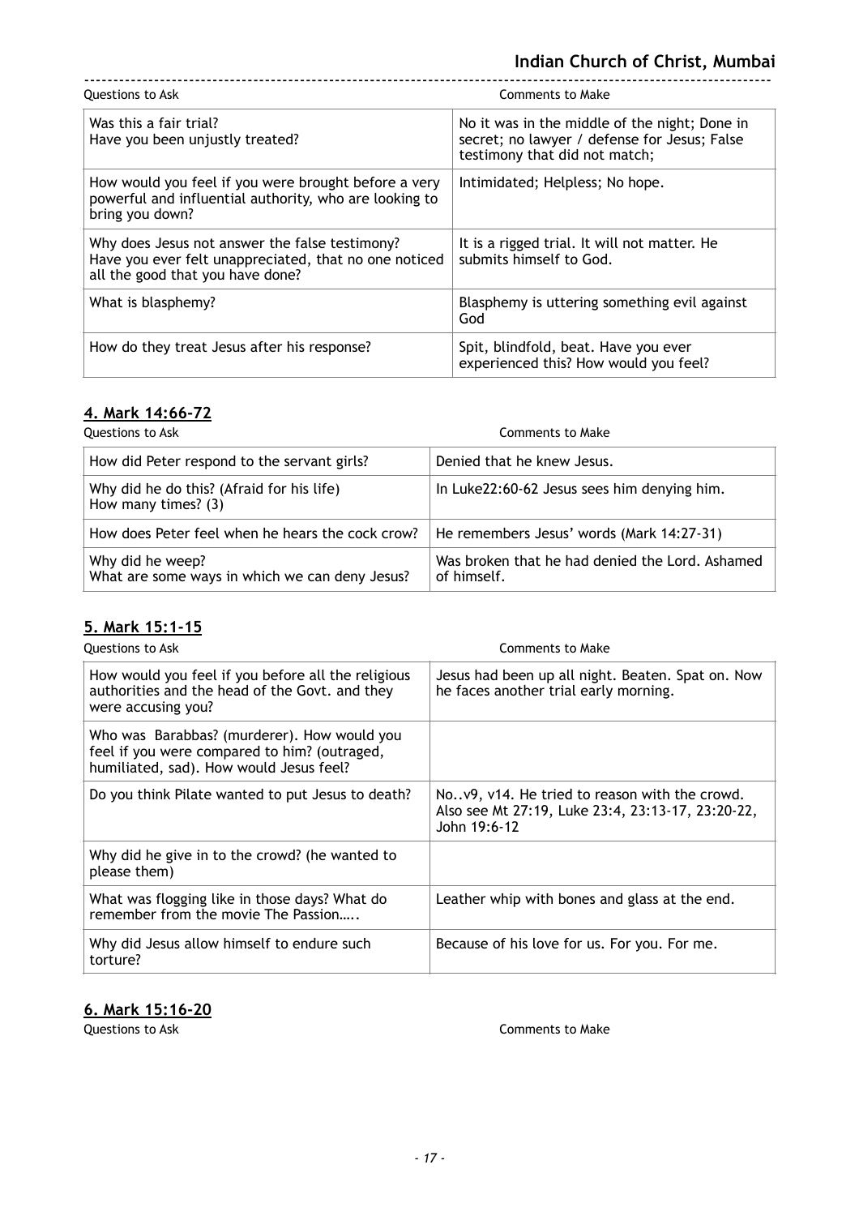| Questions to Ask | Comments to Make |
| --- | --- |
| Was this a fair trial?<br>Have you been unjustly treated? | No it was in the middle of the night; Done in secret; no lawyer / defense for Jesus; False testimony that did not match; |
| How would you feel if you were brought before a very powerful and influential authority, who are looking to bring you down? | Intimidated; Helpless; No hope. |
| Why does Jesus not answer the false testimony?<br>Have you ever felt unappreciated, that no one noticed all the good that you have done? | It is a rigged trial. It will not matter. He submits himself to God. |
| What is blasphemy? | Blasphemy is uttering something evil against God |
| How do they treat Jesus after his response? | Spit, blindfold, beat. Have you ever experienced this? How would you feel? |

## 4. Mark 14:66-72

| Questions to Ask | Comments to Make |
| --- | --- |
| How did Peter respond to the servant girls? | Denied that he knew Jesus. |
| Why did he do this? (Afraid for his life)<br>How many times? (3) | In Luke22:60-62 Jesus sees him denying him. |
| How does Peter feel when he hears the cock crow? | He remembers Jesus' words (Mark 14:27-31) |
| Why did he weep?<br>What are some ways in which we can deny Jesus? | Was broken that he had denied the Lord. Ashamed of himself. |

## 5. Mark 15:1-15

| Questions to Ask | Comments to Make |
| --- | --- |
| How would you feel if you before all the religious authorities and the head of the Govt. and they were accusing you? | Jesus had been up all night. Beaten. Spat on. Now he faces another trial early morning. |
| Who was Barabbas? (murderer). How would you feel if you were compared to him? (outraged, humiliated, sad). How would Jesus feel? | |
| Do you think Pilate wanted to put Jesus to death? | No..v9, v14. He tried to reason with the crowd. Also see Mt 27:19, Luke 23:4, 23:13-17, 23:20-22, John 19:6-12 |
| Why did he give in to the crowd? (he wanted to please them) | |
| What was flogging like in those days? What do remember from the movie The Passion….. | Leather whip with bones and glass at the end. |
| Why did Jesus allow himself to endure such torture? | Because of his love for us. For you. For me. |

## 6. Mark 15:16-20

| Questions to Ask | Comments to Make |
| --- | --- |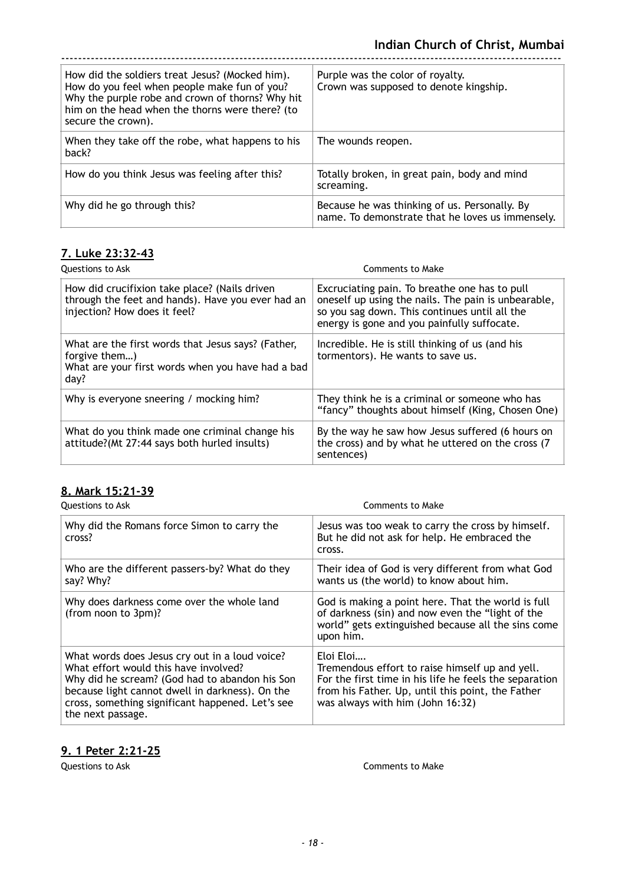| | |
|---|---|
| How did the soldiers treat Jesus? (Mocked him). How do you feel when people make fun of you? Why the purple robe and crown of thorns? Why hit him on the head when the thorns were there? (to secure the crown). | Purple was the color of royalty. Crown was supposed to denote kingship. |
| When they take off the robe, what happens to his back? | The wounds reopen. |
| How do you think Jesus was feeling after this? | Totally broken, in great pain, body and mind screaming. |
| Why did he go through this? | Because he was thinking of us. Personally. By name. To demonstrate that he loves us immensely. |

## 7. Luke 23:32-43

| Questions to Ask | Comments to Make |
|---|---|
| How did crucifixion take place? (Nails driven through the feet and hands). Have you ever had an injection? How does it feel? | Excruciating pain. To breathe one has to pull oneself up using the nails. The pain is unbearable, so you sag down. This continues until all the energy is gone and you painfully suffocate. |
| What are the first words that Jesus says? (Father, forgive them…) What are your first words when you have had a bad day? | Incredible. He is still thinking of us (and his tormentors). He wants to save us. |
| Why is everyone sneering / mocking him? | They think he is a criminal or someone who has "fancy" thoughts about himself (King, Chosen One) |
| What do you think made one criminal change his attitude?(Mt 27:44 says both hurled insults) | By the way he saw how Jesus suffered (6 hours on the cross) and by what he uttered on the cross (7 sentences) |

## 8. Mark 15:21-39

| Questions to Ask | Comments to Make |
|---|---|
| Why did the Romans force Simon to carry the cross? | Jesus was too weak to carry the cross by himself. But he did not ask for help. He embraced the cross. |
| Who are the different passers-by? What do they say? Why? | Their idea of God is very different from what God wants us (the world) to know about him. |
| Why does darkness come over the whole land (from noon to 3pm)? | God is making a point here. That the world is full of darkness (sin) and now even the "light of the world" gets extinguished because all the sins come upon him. |
| What words does Jesus cry out in a loud voice? What effort would this have involved? Why did he scream? (God had to abandon his Son because light cannot dwell in darkness). On the cross, something significant happened. Let's see the next passage. | Eloi Eloi…. Tremendous effort to raise himself up and yell. For the first time in his life he feels the separation from his Father. Up, until this point, the Father was always with him (John 16:32) |

## 9. 1 Peter 2:21-25

Questions to Ask | Comments to Make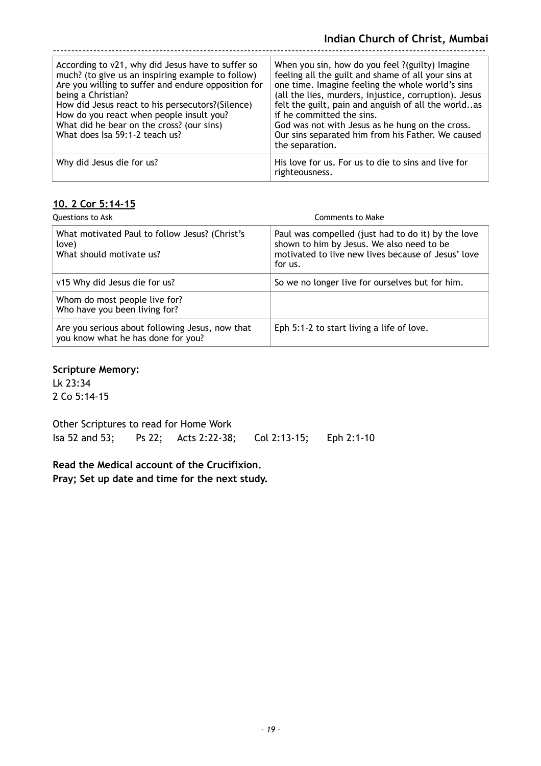| | |
|---|---|
| According to v21, why did Jesus have to suffer so much? (to give us an inspiring example to follow)<br>Are you willing to suffer and endure opposition for being a Christian?<br>How did Jesus react to his persecutors?(Silence)<br>How do you react when people insult you?<br>What did he bear on the cross? (our sins)<br>What does Isa 59:1-2 teach us? | When you sin, how do you feel ?(guilty) Imagine feeling all the guilt and shame of all your sins at one time. Imagine feeling the whole world's sins (all the lies, murders, injustice, corruption). Jesus felt the guilt, pain and anguish of all the world..as if he committed the sins.<br>God was not with Jesus as he hung on the cross. Our sins separated him from his Father. We caused the separation. |
| Why did Jesus die for us? | His love for us. For us to die to sins and live for righteousness. |

## 10. 2 Cor 5:14-15

| Questions to Ask | Comments to Make |
|---|---|
| What motivated Paul to follow Jesus? (Christ's love)<br>What should motivate us? | Paul was compelled (just had to do it) by the love shown to him by Jesus. We also need to be motivated to live new lives because of Jesus' love for us. |
| v15 Why did Jesus die for us? | So we no longer live for ourselves but for him. |
| Whom do most people live for?<br>Who have you been living for? | |
| Are you serious about following Jesus, now that you know what he has done for you? | Eph 5:1-2 to start living a life of love. |

**Scripture Memory:**

Lk 23:34
2 Co 5:14-15

Other Scriptures to read for Home Work

Isa 52 and 53; Ps 22; Acts 2:22-38; Col 2:13-15; Eph 2:1-10

**Read the Medical account of the Crucifixion.**
**Pray; Set up date and time for the next study.**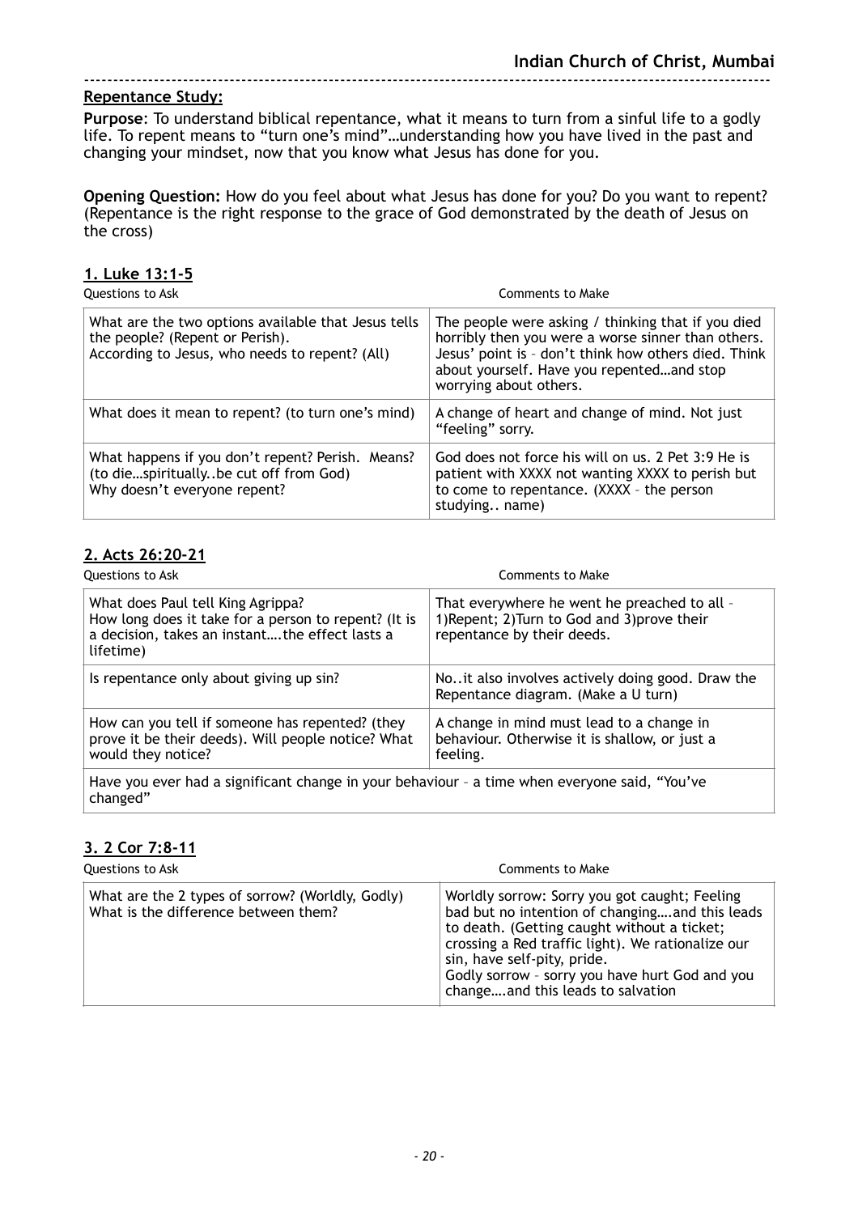**Repentance Study:**

**Purpose**: To understand biblical repentance, what it means to turn from a sinful life to a godly life. To repent means to "turn one's mind"…understanding how you have lived in the past and changing your mindset, now that you know what Jesus has done for you.

**Opening Question:** How do you feel about what Jesus has done for you? Do you want to repent? (Repentance is the right response to the grace of God demonstrated by the death of Jesus on the cross)

## 1. Luke 13:1-5

| Questions to Ask | Comments to Make |
|---|---|
| What are the two options available that Jesus tells the people? (Repent or Perish).<br>According to Jesus, who needs to repent? (All) | The people were asking / thinking that if you died horribly then you were a worse sinner than others. Jesus' point is – don't think how others died. Think about yourself. Have you repented…and stop worrying about others. |
| What does it mean to repent? (to turn one's mind) | A change of heart and change of mind. Not just "feeling" sorry. |
| What happens if you don't repent? Perish. Means? (to die…spiritually..be cut off from God)<br>Why doesn't everyone repent? | God does not force his will on us. 2 Pet 3:9 He is patient with XXXX not wanting XXXX to perish but to come to repentance. (XXXX – the person studying.. name) |

## 2. Acts 26:20-21

| Questions to Ask | Comments to Make |
|---|---|
| What does Paul tell King Agrippa?<br>How long does it take for a person to repent? (It is a decision, takes an instant….the effect lasts a lifetime) | That everywhere he went he preached to all – 1)Repent; 2)Turn to God and 3)prove their repentance by their deeds. |
| Is repentance only about giving up sin? | No..it also involves actively doing good. Draw the Repentance diagram. (Make a U turn) |
| How can you tell if someone has repented? (they prove it be their deeds). Will people notice? What would they notice? | A change in mind must lead to a change in behaviour. Otherwise it is shallow, or just a feeling. |
| Have you ever had a significant change in your behaviour – a time when everyone said, "You've changed" | |

## 3. 2 Cor 7:8-11

| Questions to Ask | Comments to Make |
|---|---|
| What are the 2 types of sorrow? (Worldly, Godly)<br>What is the difference between them? | Worldly sorrow: Sorry you got caught; Feeling bad but no intention of changing….and this leads to death. (Getting caught without a ticket; crossing a Red traffic light). We rationalize our sin, have self-pity, pride.<br>Godly sorrow – sorry you have hurt God and you change….and this leads to salvation |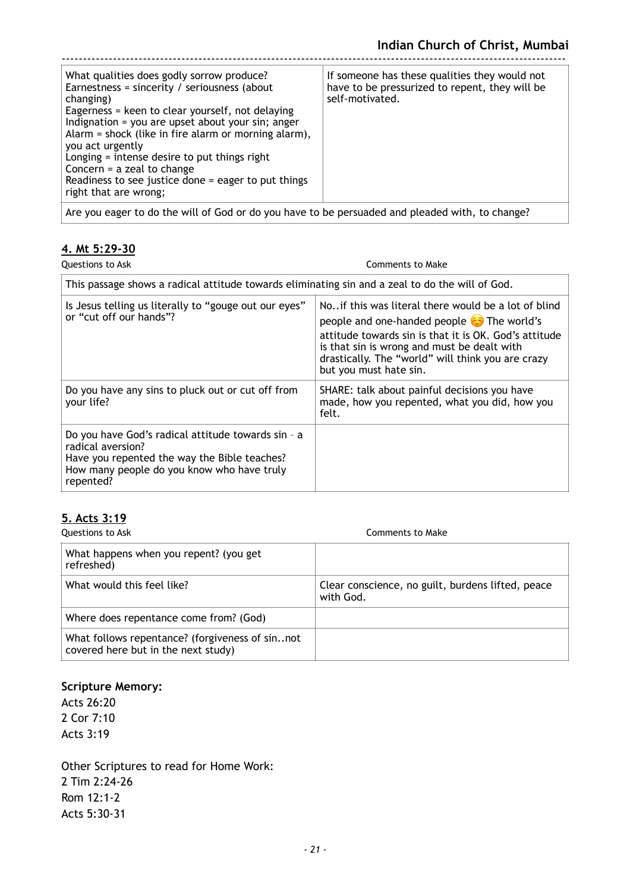| What qualities does godly sorrow produce?<br>Earnestness = sincerity / seriousness (about changing)<br>Eagerness = keen to clear yourself, not delaying<br>Indignation = you are upset about your sin; anger<br>Alarm = shock (like in fire alarm or morning alarm), you act urgently<br>Longing = intense desire to put things right<br>Concern = a zeal to change<br>Readiness to see justice done = eager to put things right that are wrong; | If someone has these qualities they would not have to be pressurized to repent, they will be self-motivated. |
|---|---|
| Are you eager to do the will of God or do you have to be persuaded and pleaded with, to change? | |

## 4. Mt 5:29-30

| Questions to Ask | Comments to Make |
|---|---|
| This passage shows a radical attitude towards eliminating sin and a zeal to do the will of God. | |
| Is Jesus telling us literally to "gouge out our eyes" or "cut off our hands"? | No..if this was literal there would be a lot of blind people and one-handed people ☺ The world's attitude towards sin is that it is OK. God's attitude is that sin is wrong and must be dealt with drastically. The "world" will think you are crazy but you must hate sin. |
| Do you have any sins to pluck out or cut off from your life? | SHARE: talk about painful decisions you have made, how you repented, what you did, how you felt. |
| Do you have God's radical attitude towards sin – a radical aversion?<br>Have you repented the way the Bible teaches?<br>How many people do you know who have truly repented? | |

## 5. Acts 3:19

| Questions to Ask | Comments to Make |
|---|---|
| What happens when you repent? (you get refreshed) | |
| What would this feel like? | Clear conscience, no guilt, burdens lifted, peace with God. |
| Where does repentance come from? (God) | |
| What follows repentance? (forgiveness of sin..not covered here but in the next study) | |

**Scripture Memory:**

Acts 26:20
2 Cor 7:10
Acts 3:19

Other Scriptures to read for Home Work:
2 Tim 2:24-26
Rom 12:1-2
Acts 5:30-31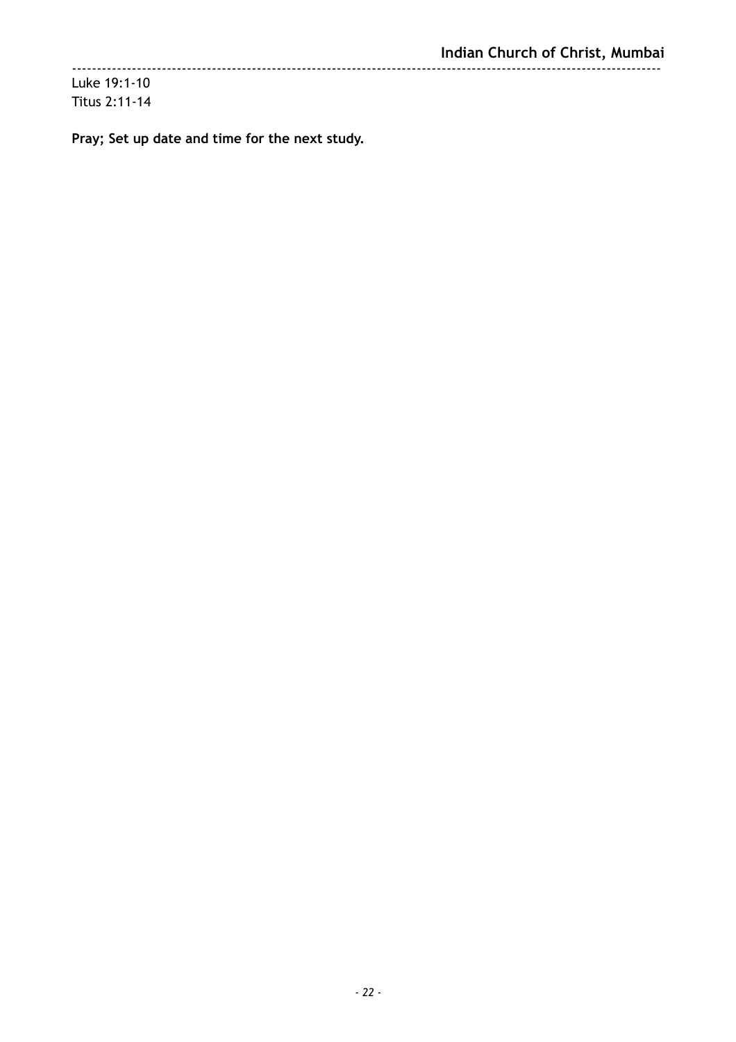Luke 19:1-10
Titus 2:11-14

**Pray; Set up date and time for the next study.**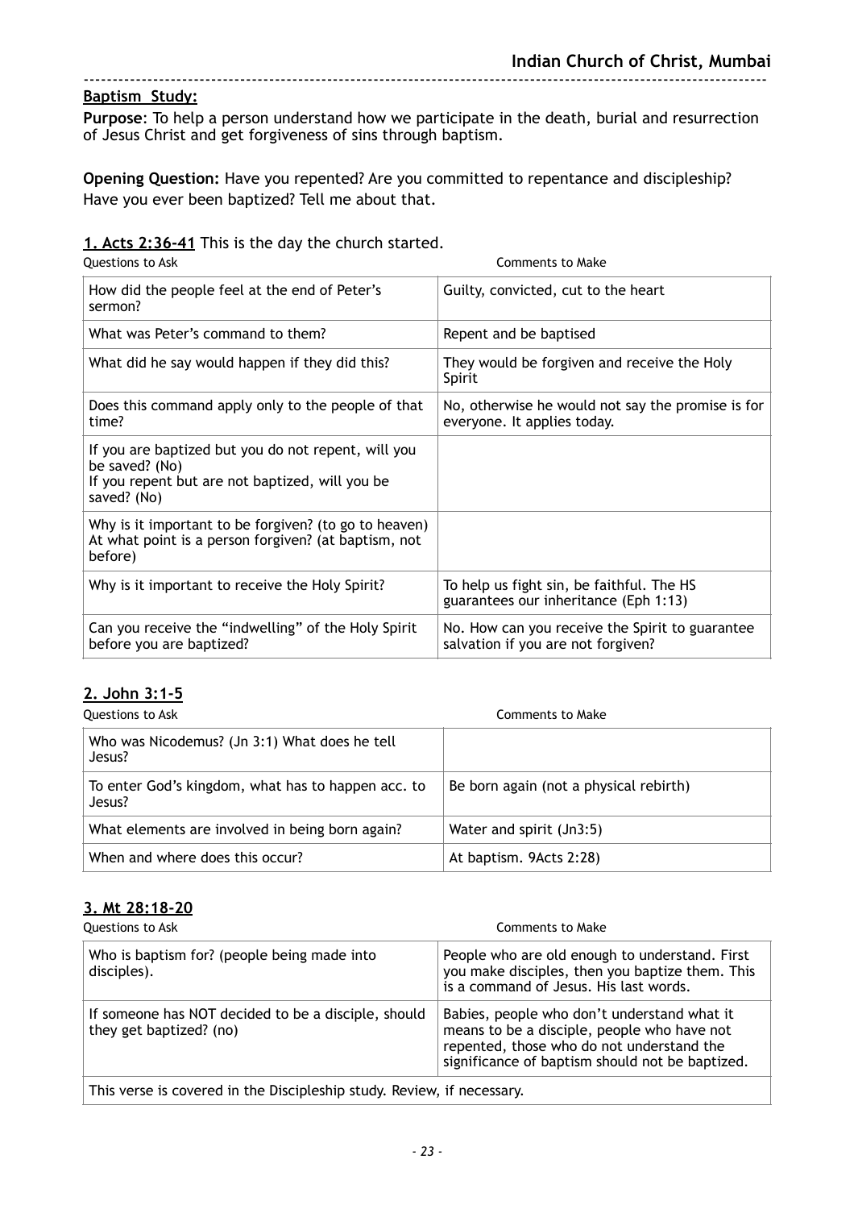**Baptism Study:**

**Purpose**: To help a person understand how we participate in the death, burial and resurrection of Jesus Christ and get forgiveness of sins through baptism.

**Opening Question:** Have you repented? Are you committed to repentance and discipleship? Have you ever been baptized? Tell me about that.

**1. Acts 2:36-41** This is the day the church started.

| Questions to Ask | Comments to Make |
|---|---|
| How did the people feel at the end of Peter's sermon? | Guilty, convicted, cut to the heart |
| What was Peter's command to them? | Repent and be baptised |
| What did he say would happen if they did this? | They would be forgiven and receive the Holy Spirit |
| Does this command apply only to the people of that time? | No, otherwise he would not say the promise is for everyone. It applies today. |
| If you are baptized but you do not repent, will you be saved? (No)<br>If you repent but are not baptized, will you be saved? (No) | |
| Why is it important to be forgiven? (to go to heaven)<br>At what point is a person forgiven? (at baptism, not before) | |
| Why is it important to receive the Holy Spirit? | To help us fight sin, be faithful. The HS guarantees our inheritance (Eph 1:13) |
| Can you receive the "indwelling" of the Holy Spirit before you are baptized? | No. How can you receive the Spirit to guarantee salvation if you are not forgiven? |

**2. John 3:1-5**

| Questions to Ask | Comments to Make |
|---|---|
| Who was Nicodemus? (Jn 3:1) What does he tell Jesus? | |
| To enter God's kingdom, what has to happen acc. to Jesus? | Be born again (not a physical rebirth) |
| What elements are involved in being born again? | Water and spirit (Jn3:5) |
| When and where does this occur? | At baptism. 9Acts 2:28) |

**3. Mt 28:18-20**

| Questions to Ask | Comments to Make |
|---|---|
| Who is baptism for? (people being made into disciples). | People who are old enough to understand. First you make disciples, then you baptize them. This is a command of Jesus. His last words. |
| If someone has NOT decided to be a disciple, should they get baptized? (no) | Babies, people who don't understand what it means to be a disciple, people who have not repented, those who do not understand the significance of baptism should not be baptized. |
| This verse is covered in the Discipleship study. Review, if necessary. | |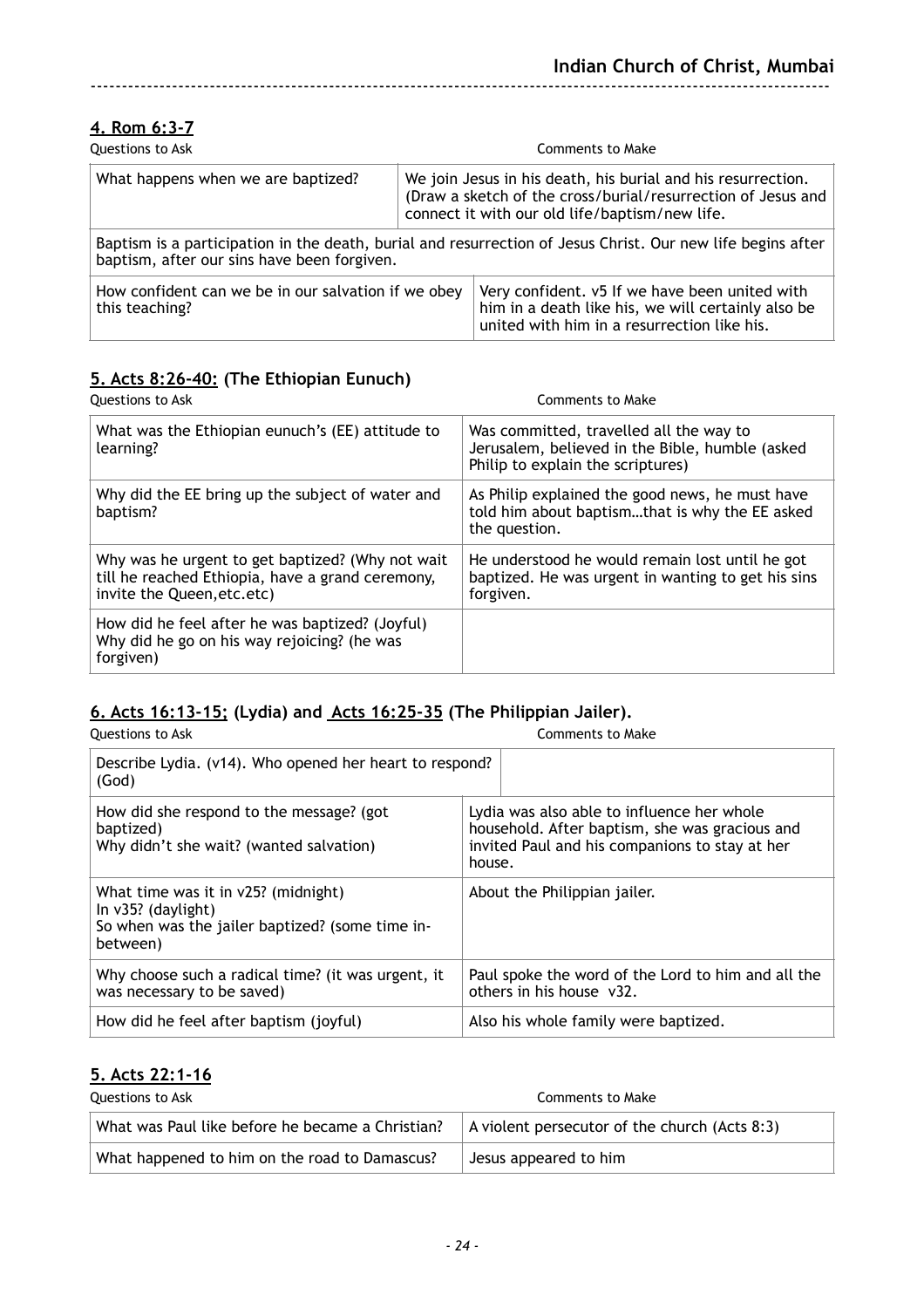## 4. Rom 6:3-7

| Questions to Ask | Comments to Make |
|---|---|
| What happens when we are baptized? | We join Jesus in his death, his burial and his resurrection. (Draw a sketch of the cross/burial/resurrection of Jesus and connect it with our old life/baptism/new life. |
| Baptism is a participation in the death, burial and resurrection of Jesus Christ. Our new life begins after baptism, after our sins have been forgiven. | |
| How confident can we be in our salvation if we obey this teaching? | Very confident. v5 If we have been united with him in a death like his, we will certainly also be united with him in a resurrection like his. |

## 5. Acts 8:26-40: (The Ethiopian Eunuch)

| Questions to Ask | Comments to Make |
|---|---|
| What was the Ethiopian eunuch's (EE) attitude to learning? | Was committed, travelled all the way to Jerusalem, believed in the Bible, humble (asked Philip to explain the scriptures) |
| Why did the EE bring up the subject of water and baptism? | As Philip explained the good news, he must have told him about baptism…that is why the EE asked the question. |
| Why was he urgent to get baptized? (Why not wait till he reached Ethiopia, have a grand ceremony, invite the Queen,etc.etc) | He understood he would remain lost until he got baptized. He was urgent in wanting to get his sins forgiven. |
| How did he feel after he was baptized? (Joyful) Why did he go on his way rejoicing? (he was forgiven) | |

## 6. Acts 16:13-15; (Lydia) and Acts 16:25-35 (The Philippian Jailer).

| Questions to Ask | Comments to Make |
|---|---|
| Describe Lydia. (v14). Who opened her heart to respond? (God) | |
| How did she respond to the message? (got baptized)<br>Why didn't she wait? (wanted salvation) | Lydia was also able to influence her whole household. After baptism, she was gracious and invited Paul and his companions to stay at her house. |
| What time was it in v25? (midnight)<br>In v35? (daylight)<br>So when was the jailer baptized? (some time in-between) | About the Philippian jailer. |
| Why choose such a radical time? (it was urgent, it was necessary to be saved) | Paul spoke the word of the Lord to him and all the others in his house v32. |
| How did he feel after baptism (joyful) | Also his whole family were baptized. |

## 5. Acts 22:1-16

| Questions to Ask | Comments to Make |
|---|---|
| What was Paul like before he became a Christian? | A violent persecutor of the church (Acts 8:3) |
| What happened to him on the road to Damascus? | Jesus appeared to him |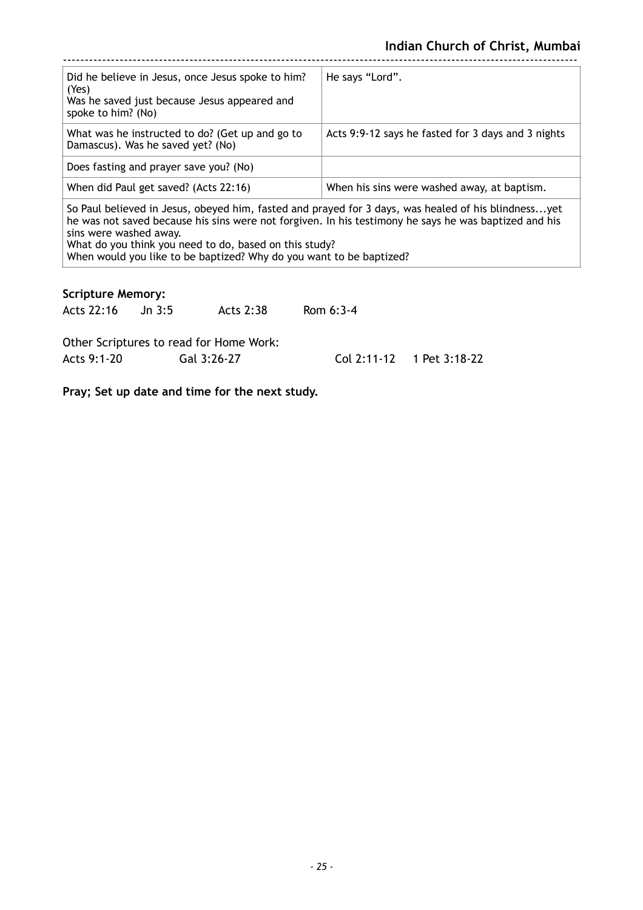| | |
|---|---|
| Did he believe in Jesus, once Jesus spoke to him? (Yes)<br>Was he saved just because Jesus appeared and spoke to him? (No) | He says “Lord”. |
| What was he instructed to do? (Get up and go to Damascus). Was he saved yet? (No) | Acts 9:9-12 says he fasted for 3 days and 3 nights |
| Does fasting and prayer save you? (No) | |
| When did Paul get saved? (Acts 22:16) | When his sins were washed away, at baptism. |
| So Paul believed in Jesus, obeyed him, fasted and prayed for 3 days, was healed of his blindness...yet he was not saved because his sins were not forgiven. In his testimony he says he was baptized and his sins were washed away.<br>What do you think you need to do, based on this study?<br>When would you like to be baptized? Why do you want to be baptized? | |

**Scripture Memory:**

Acts 22:16 Jn 3:5 Acts 2:38 Rom 6:3-4

Other Scriptures to read for Home Work:

Acts 9:1-20 Gal 3:26-27 Col 2:11-12 1 Pet 3:18-22

**Pray; Set up date and time for the next study.**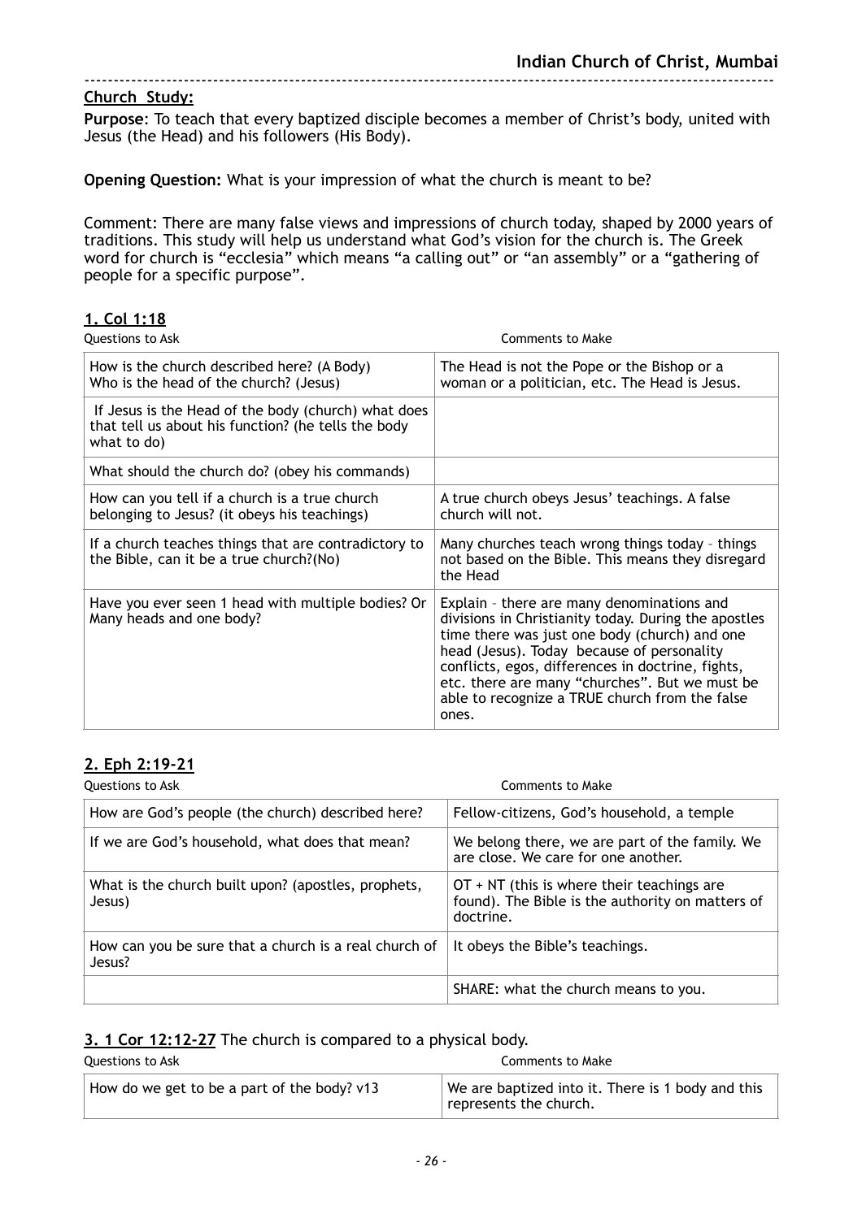**Church Study:**

**Purpose**: To teach that every baptized disciple becomes a member of Christ's body, united with Jesus (the Head) and his followers (His Body).

**Opening Question:** What is your impression of what the church is meant to be?

Comment: There are many false views and impressions of church today, shaped by 2000 years of traditions. This study will help us understand what God's vision for the church is. The Greek word for church is "ecclesia" which means "a calling out" or "an assembly" or a "gathering of people for a specific purpose".

## 1. Col 1:18

| Questions to Ask | Comments to Make |
|---|---|
| How is the church described here? (A Body) Who is the head of the church? (Jesus) | The Head is not the Pope or the Bishop or a woman or a politician, etc. The Head is Jesus. |
| If Jesus is the Head of the body (church) what does that tell us about his function? (he tells the body what to do) | |
| What should the church do? (obey his commands) | |
| How can you tell if a church is a true church belonging to Jesus? (it obeys his teachings) | A true church obeys Jesus' teachings. A false church will not. |
| If a church teaches things that are contradictory to the Bible, can it be a true church?(No) | Many churches teach wrong things today – things not based on the Bible. This means they disregard the Head |
| Have you ever seen 1 head with multiple bodies? Or Many heads and one body? | Explain – there are many denominations and divisions in Christianity today. During the apostles time there was just one body (church) and one head (Jesus). Today because of personality conflicts, egos, differences in doctrine, fights, etc. there are many "churches". But we must be able to recognize a TRUE church from the false ones. |

## 2. Eph 2:19-21

| Questions to Ask | Comments to Make |
|---|---|
| How are God's people (the church) described here? | Fellow-citizens, God's household, a temple |
| If we are God's household, what does that mean? | We belong there, we are part of the family. We are close. We care for one another. |
| What is the church built upon? (apostles, prophets, Jesus) | OT + NT (this is where their teachings are found). The Bible is the authority on matters of doctrine. |
| How can you be sure that a church is a real church of Jesus? | It obeys the Bible's teachings. |
| | SHARE: what the church means to you. |

## 3. 1 Cor 12:12-27 The church is compared to a physical body.

| Questions to Ask | Comments to Make |
|---|---|
| How do we get to be a part of the body? v13 | We are baptized into it. There is 1 body and this represents the church. |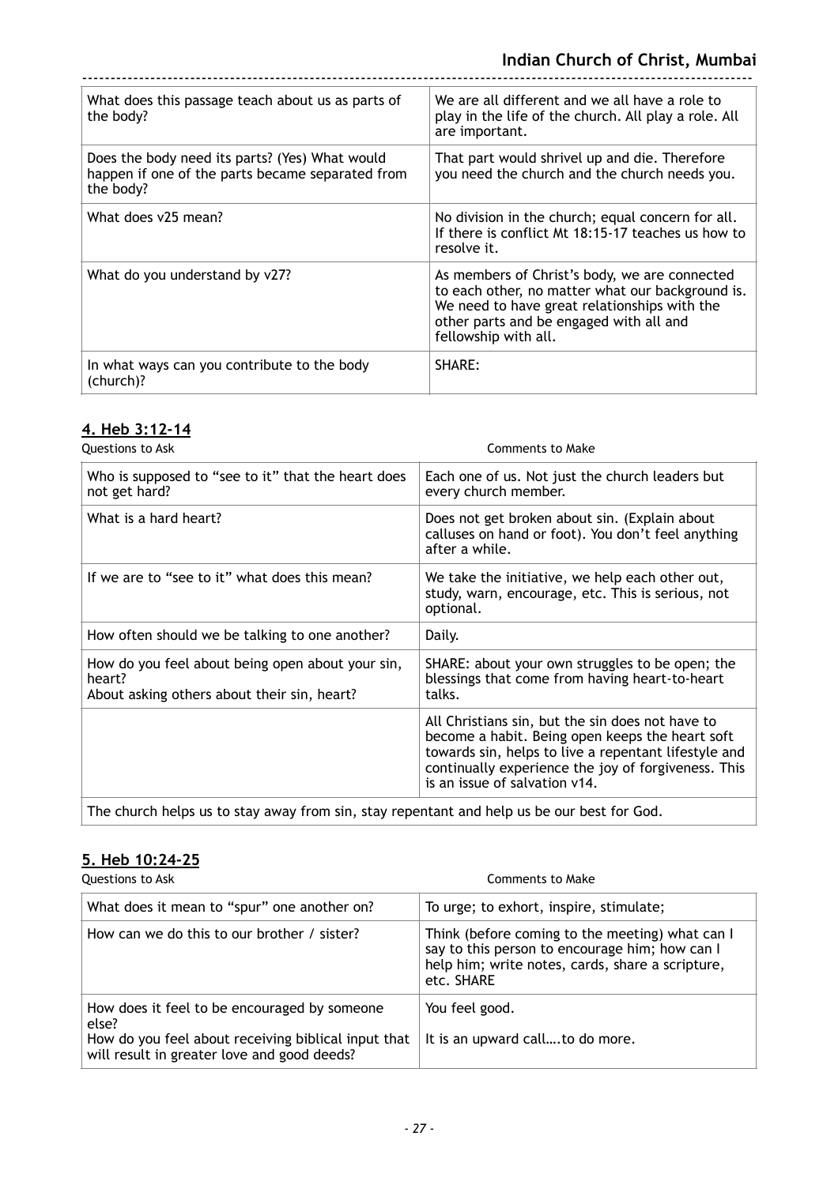| What does this passage teach about us as parts of the body? | We are all different and we all have a role to play in the life of the church. All play a role. All are important. |
|---|---|
| Does the body need its parts? (Yes) What would happen if one of the parts became separated from the body? | That part would shrivel up and die. Therefore you need the church and the church needs you. |
| What does v25 mean? | No division in the church; equal concern for all. If there is conflict Mt 18:15-17 teaches us how to resolve it. |
| What do you understand by v27? | As members of Christ's body, we are connected to each other, no matter what our background is. We need to have great relationships with the other parts and be engaged with all and fellowship with all. |
| In what ways can you contribute to the body (church)? | SHARE: |

## 4. Heb 3:12-14

| Questions to Ask | Comments to Make |
|---|---|
| Who is supposed to "see to it" that the heart does not get hard? | Each one of us. Not just the church leaders but every church member. |
| What is a hard heart? | Does not get broken about sin. (Explain about calluses on hand or foot). You don't feel anything after a while. |
| If we are to "see to it" what does this mean? | We take the initiative, we help each other out, study, warn, encourage, etc. This is serious, not optional. |
| How often should we be talking to one another? | Daily. |
| How do you feel about being open about your sin, heart? About asking others about their sin, heart? | SHARE: about your own struggles to be open; the blessings that come from having heart-to-heart talks. |
| | All Christians sin, but the sin does not have to become a habit. Being open keeps the heart soft towards sin, helps to live a repentant lifestyle and continually experience the joy of forgiveness. This is an issue of salvation v14. |
| The church helps us to stay away from sin, stay repentant and help us be our best for God. | |

## 5. Heb 10:24-25

| Questions to Ask | Comments to Make |
|---|---|
| What does it mean to "spur" one another on? | To urge; to exhort, inspire, stimulate; |
| How can we do this to our brother / sister? | Think (before coming to the meeting) what can I say to this person to encourage him; how can I help him; write notes, cards, share a scripture, etc. SHARE |
| How does it feel to be encouraged by someone else? How do you feel about receiving biblical input that will result in greater love and good deeds? | You feel good. It is an upward call….to do more. |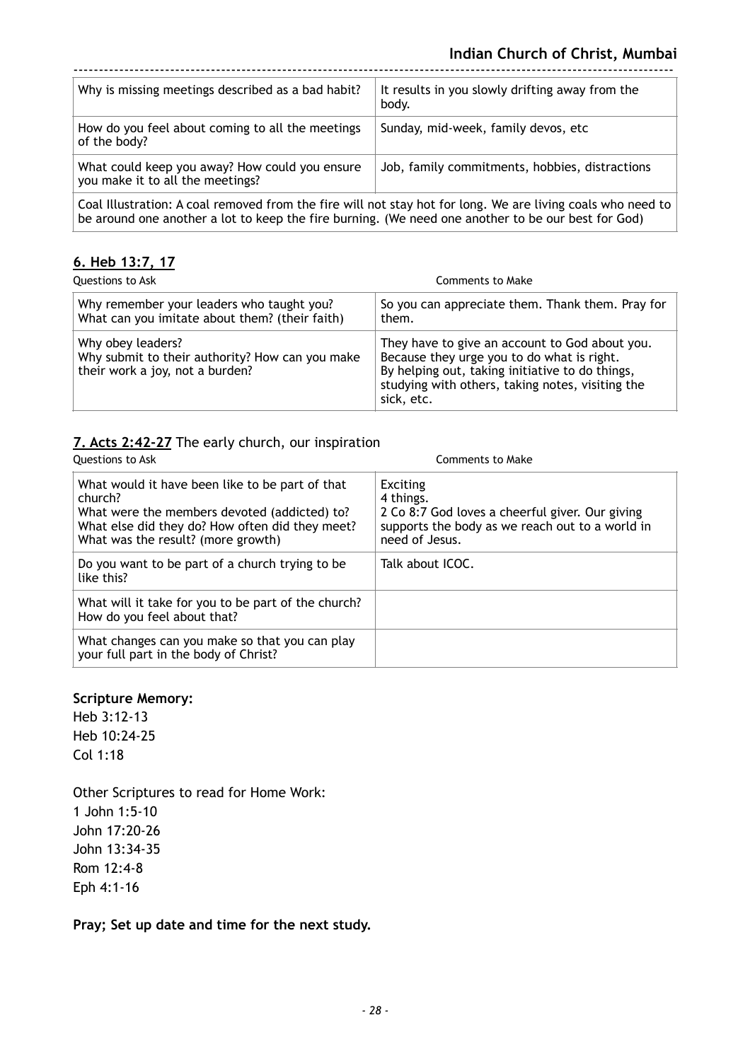| Why is missing meetings described as a bad habit? | It results in you slowly drifting away from the body. |
|---|---|
| How do you feel about coming to all the meetings of the body? | Sunday, mid-week, family devos, etc |
| What could keep you away? How could you ensure you make it to all the meetings? | Job, family commitments, hobbies, distractions |
| Coal Illustration: A coal removed from the fire will not stay hot for long. We are living coals who need to be around one another a lot to keep the fire burning. (We need one another to be our best for God) | |

## 6. Heb 13:7, 17

| Questions to Ask | Comments to Make |
|---|---|
| Why remember your leaders who taught you?<br>What can you imitate about them? (their faith) | So you can appreciate them. Thank them. Pray for them. |
| Why obey leaders?<br>Why submit to their authority? How can you make their work a joy, not a burden? | They have to give an account to God about you. Because they urge you to do what is right.<br>By helping out, taking initiative to do things, studying with others, taking notes, visiting the sick, etc. |

## 7. Acts 2:42-27 The early church, our inspiration

| Questions to Ask | Comments to Make |
|---|---|
| What would it have been like to be part of that church?<br>What were the members devoted (addicted) to?<br>What else did they do? How often did they meet?<br>What was the result? (more growth) | Exciting<br>4 things.<br>2 Co 8:7 God loves a cheerful giver. Our giving supports the body as we reach out to a world in need of Jesus. |
| Do you want to be part of a church trying to be like this? | Talk about ICOC. |
| What will it take for you to be part of the church? How do you feel about that? | |
| What changes can you make so that you can play your full part in the body of Christ? | |

**Scripture Memory:**

Heb 3:12-13
Heb 10:24-25
Col 1:18

Other Scriptures to read for Home Work:
1 John 1:5-10
John 17:20-26
John 13:34-35
Rom 12:4-8
Eph 4:1-16

**Pray; Set up date and time for the next study.**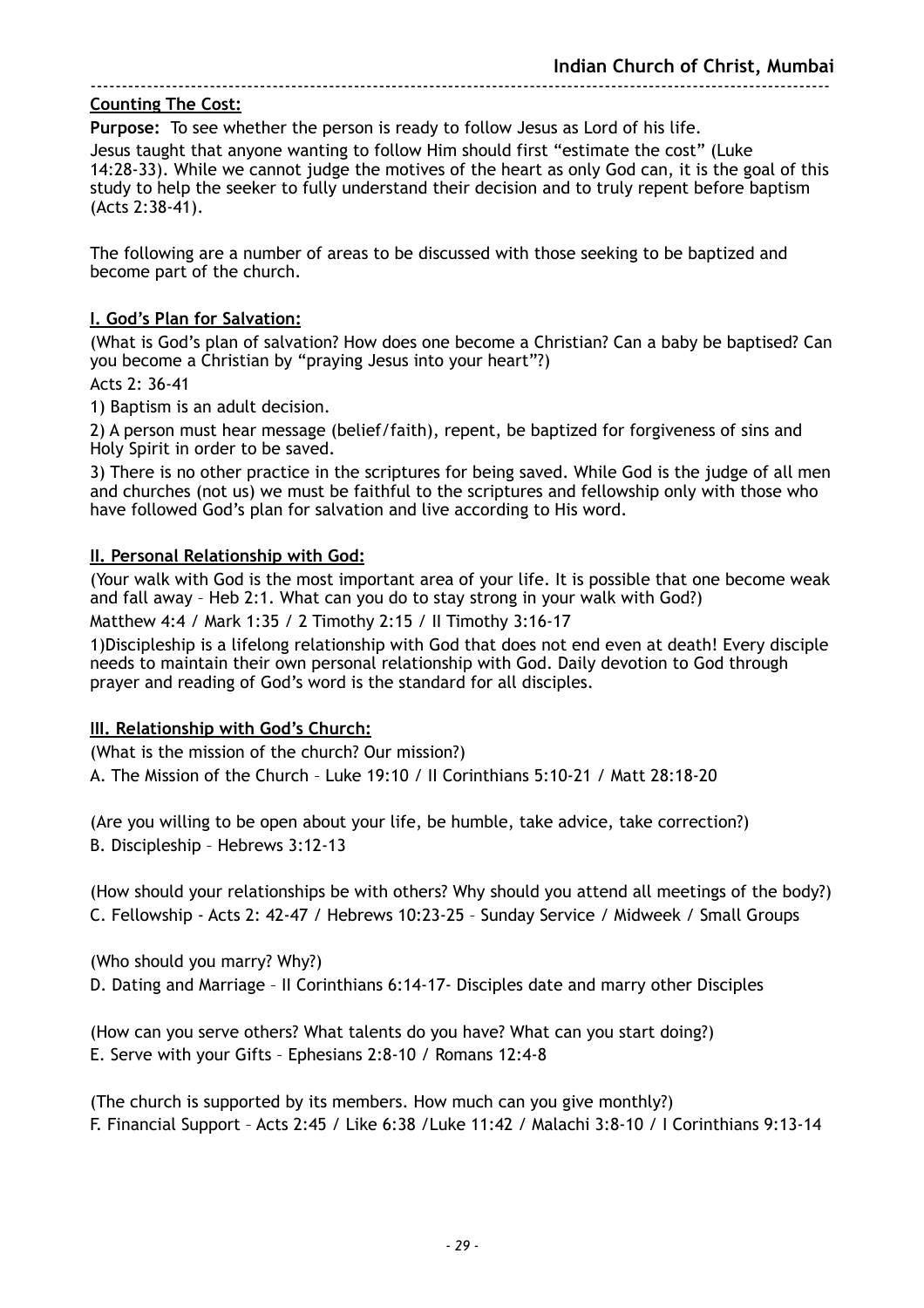**Counting The Cost:**

**Purpose:** To see whether the person is ready to follow Jesus as Lord of his life.

Jesus taught that anyone wanting to follow Him should first "estimate the cost" (Luke 14:28-33). While we cannot judge the motives of the heart as only God can, it is the goal of this study to help the seeker to fully understand their decision and to truly repent before baptism (Acts 2:38-41).

The following are a number of areas to be discussed with those seeking to be baptized and become part of the church.

**I. God's Plan for Salvation:**

(What is God's plan of salvation? How does one become a Christian? Can a baby be baptised? Can you become a Christian by "praying Jesus into your heart"?)

Acts 2: 36-41

1) Baptism is an adult decision.

2) A person must hear message (belief/faith), repent, be baptized for forgiveness of sins and Holy Spirit in order to be saved.

3) There is no other practice in the scriptures for being saved. While God is the judge of all men and churches (not us) we must be faithful to the scriptures and fellowship only with those who have followed God's plan for salvation and live according to His word.

**II. Personal Relationship with God:**

(Your walk with God is the most important area of your life. It is possible that one become weak and fall away – Heb 2:1. What can you do to stay strong in your walk with God?)

Matthew 4:4 / Mark 1:35 / 2 Timothy 2:15 / II Timothy 3:16-17

1)Discipleship is a lifelong relationship with God that does not end even at death! Every disciple needs to maintain their own personal relationship with God. Daily devotion to God through prayer and reading of God's word is the standard for all disciples.

**III. Relationship with God's Church:**

(What is the mission of the church? Our mission?)

A. The Mission of the Church – Luke 19:10 / II Corinthians 5:10-21 / Matt 28:18-20

(Are you willing to be open about your life, be humble, take advice, take correction?)

B. Discipleship – Hebrews 3:12-13

(How should your relationships be with others? Why should you attend all meetings of the body?)

C. Fellowship - Acts 2: 42-47 / Hebrews 10:23-25 – Sunday Service / Midweek / Small Groups

(Who should you marry? Why?)

D. Dating and Marriage – II Corinthians 6:14-17- Disciples date and marry other Disciples

(How can you serve others? What talents do you have? What can you start doing?)

E. Serve with your Gifts – Ephesians 2:8-10 / Romans 12:4-8

(The church is supported by its members. How much can you give monthly?)

F. Financial Support – Acts 2:45 / Like 6:38 /Luke 11:42 / Malachi 3:8-10 / I Corinthians 9:13-14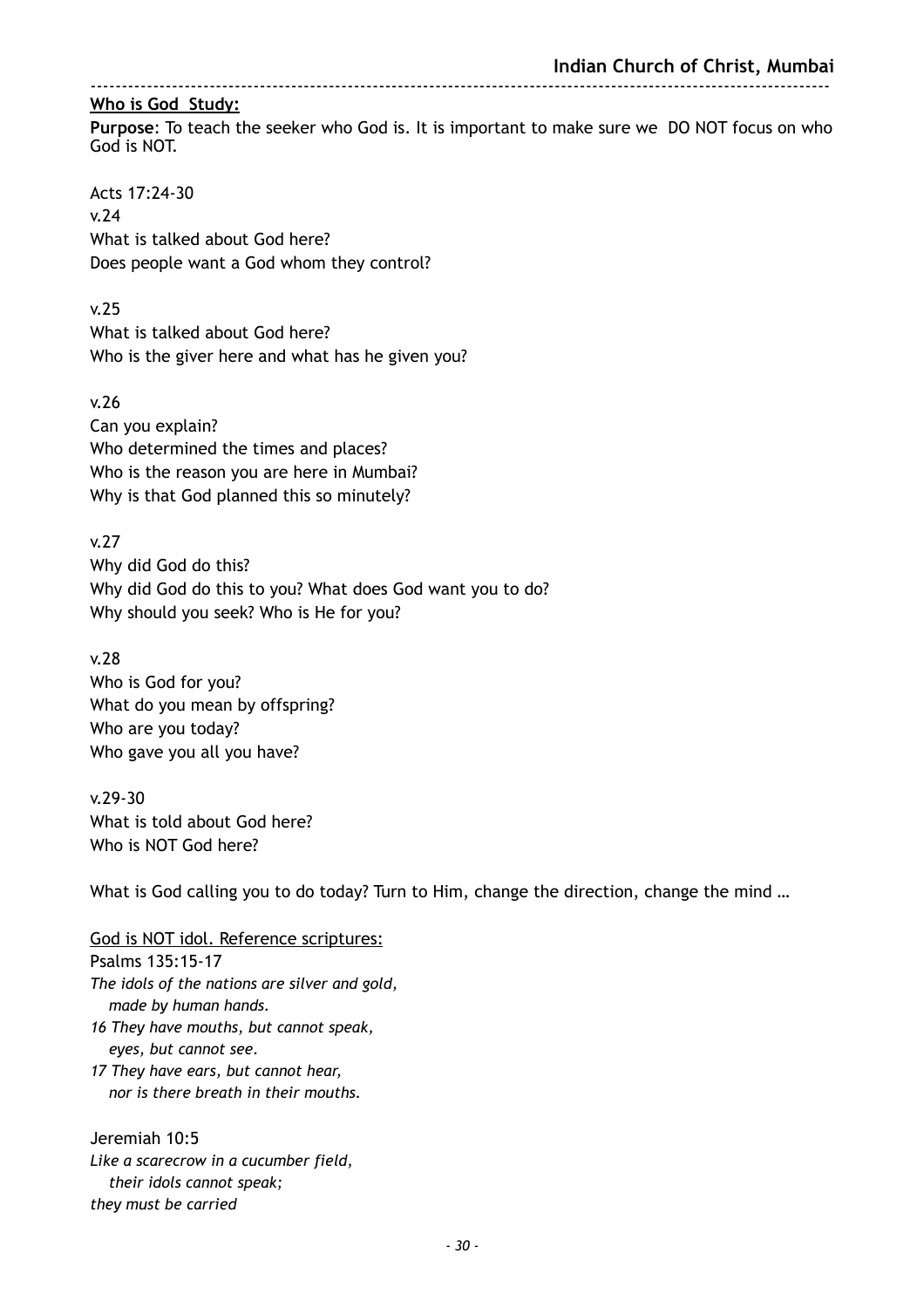**Who is God Study:**

**Purpose**: To teach the seeker who God is. It is important to make sure we DO NOT focus on who God is NOT.

Acts 17:24-30

v.24

What is talked about God here?

Does people want a God whom they control?

v.25

What is talked about God here?

Who is the giver here and what has he given you?

v.26

Can you explain?

Who determined the times and places?

Who is the reason you are here in Mumbai?

Why is that God planned this so minutely?

v.27

Why did God do this?

Why did God do this to you? What does God want you to do?

Why should you seek? Who is He for you?

v.28

Who is God for you?

What do you mean by offspring?

Who are you today?

Who gave you all you have?

v.29-30

What is told about God here?

Who is NOT God here?

What is God calling you to do today? Turn to Him, change the direction, change the mind …

<u>God is NOT idol. Reference scriptures:</u>

Psalms 135:15-17

*The idols of the nations are silver and gold,*
*made by human hands.*
*16 They have mouths, but cannot speak,*
*eyes, but cannot see.*
*17 They have ears, but cannot hear,*
*nor is there breath in their mouths.*

Jeremiah 10:5

*Like a scarecrow in a cucumber field,*
*their idols cannot speak;*
*they must be carried*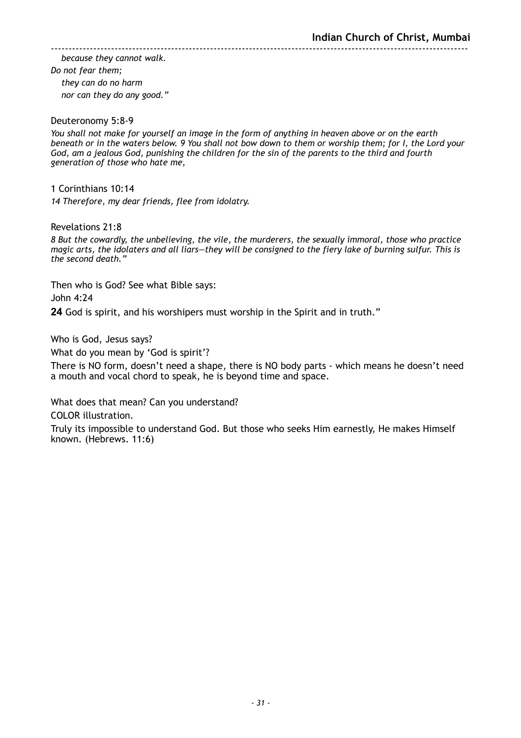*because they cannot walk.*
*Do not fear them;*
*they can do no harm*
*nor can they do any good."*

Deuteronomy 5:8-9

*You shall not make for yourself an image in the form of anything in heaven above or on the earth beneath or in the waters below. 9 You shall not bow down to them or worship them; for I, the Lord your God, am a jealous God, punishing the children for the sin of the parents to the third and fourth generation of those who hate me,*

1 Corinthians 10:14

*14 Therefore, my dear friends, flee from idolatry.*

Revelations 21:8

*8 But the cowardly, the unbelieving, the vile, the murderers, the sexually immoral, those who practice magic arts, the idolaters and all liars—they will be consigned to the fiery lake of burning sulfur. This is the second death."*

Then who is God? See what Bible says:

John 4:24

**24** God is spirit, and his worshipers must worship in the Spirit and in truth."

Who is God, Jesus says?

What do you mean by 'God is spirit'?

There is NO form, doesn't need a shape, there is NO body parts - which means he doesn't need a mouth and vocal chord to speak, he is beyond time and space.

What does that mean? Can you understand?

COLOR illustration.

Truly its impossible to understand God. But those who seeks Him earnestly, He makes Himself known. (Hebrews. 11:6)